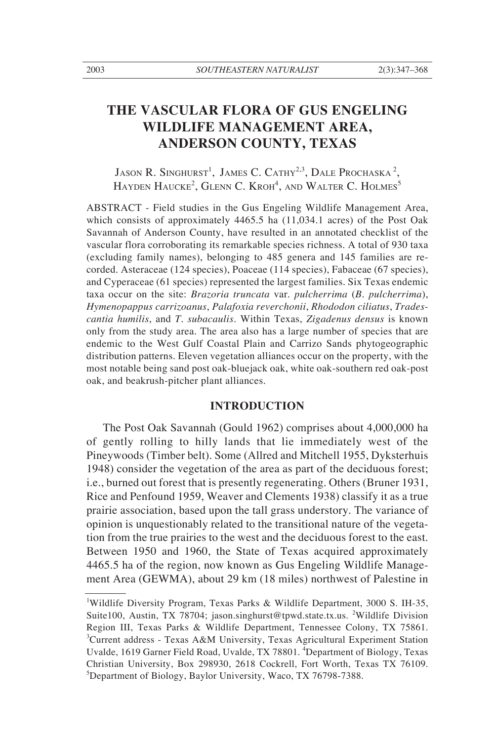# THE VASCULAR FLORA OF GUS ENGELING WILDLIFE MANAGEMENT AREA, ANDERSON COUNTY, TEXAS

JASON R. SINGHURST[1], JAMES C. CATHY[2,3], DALE PROCHASKA[2], HAYDEN HAUCKE[2], GLENN C. KROH[4], AND WALTER C. HOLMES[5]

ABSTRACT - Field studies in the Gus Engeling Wildlife Management Area, which consists of approximately 4465.5 ha (11,034.1 acres) of the Post Oak Savannah of Anderson County, have resulted in an annotated checklist of the vascular flora corroborating its remarkable species richness. A total of 930 taxa (excluding family names), belonging to 485 genera and 145 families are recorded. Asteraceae (124 species), Poaceae (114 species), Fabaceae (67 species), and Cyperaceae (61 species) represented the largest families. Six Texas endemic taxa occur on the site: *Brazoria truncata* var. *pulcherrima* (*B. pulcherrima*), *Hymenopappus carrizoanus*, *Palafoxia reverchonii*, *Rhododon ciliatus*, *Tradescantia humilis*, and *T. subacaulis*. Within Texas, *Zigadenus densus* is known only from the study area. The area also has a large number of species that are endemic to the West Gulf Coastal Plain and Carrizo Sands phytogeographic distribution patterns. Eleven vegetation alliances occur on the property, with the most notable being sand post oak-bluejack oak, white oak-southern red oak-post oak, and beakrush-pitcher plant alliances.

## INTRODUCTION

The Post Oak Savannah (Gould 1962) comprises about 4,000,000 ha of gently rolling to hilly lands that lie immediately west of the Pineywoods (Timber belt). Some (Allred and Mitchell 1955, Dyksterhuis 1948) consider the vegetation of the area as part of the deciduous forest; i.e., burned out forest that is presently regenerating. Others (Bruner 1931, Rice and Penfound 1959, Weaver and Clements 1938) classify it as a true prairie association, based upon the tall grass understory. The variance of opinion is unquestionably related to the transitional nature of the vegetation from the true prairies to the west and the deciduous forest to the east. Between 1950 and 1960, the State of Texas acquired approximately 4465.5 ha of the region, now known as Gus Engeling Wildlife Management Area (GEWMA), about 29 km (18 miles) northwest of Palestine in

---

[1]Wildlife Diversity Program, Texas Parks & Wildlife Department, 3000 S. IH-35, Suite100, Austin, TX 78704; jason.singhurst@tpwd.state.tx.us. [2]Wildlife Division Region III, Texas Parks & Wildlife Department, Tennessee Colony, TX 75861. [3]Current address - Texas A&M University, Texas Agricultural Experiment Station Uvalde, 1619 Garner Field Road, Uvalde, TX 78801. [4]Department of Biology, Texas Christian University, Box 298930, 2618 Cockrell, Fort Worth, Texas TX 76109. [5]Department of Biology, Baylor University, Waco, TX 76798-7388.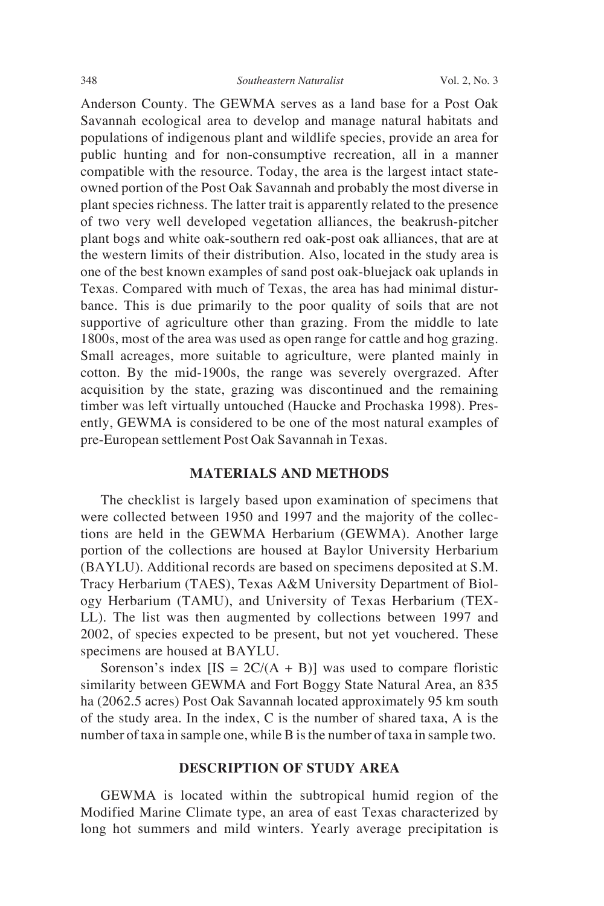Anderson County. The GEWMA serves as a land base for a Post Oak Savannah ecological area to develop and manage natural habitats and populations of indigenous plant and wildlife species, provide an area for public hunting and for non-consumptive recreation, all in a manner compatible with the resource. Today, the area is the largest intact state-owned portion of the Post Oak Savannah and probably the most diverse in plant species richness. The latter trait is apparently related to the presence of two very well developed vegetation alliances, the beakrush-pitcher plant bogs and white oak-southern red oak-post oak alliances, that are at the western limits of their distribution. Also, located in the study area is one of the best known examples of sand post oak-bluejack oak uplands in Texas. Compared with much of Texas, the area has had minimal disturbance. This is due primarily to the poor quality of soils that are not supportive of agriculture other than grazing. From the middle to late 1800s, most of the area was used as open range for cattle and hog grazing. Small acreages, more suitable to agriculture, were planted mainly in cotton. By the mid-1900s, the range was severely overgrazed. After acquisition by the state, grazing was discontinued and the remaining timber was left virtually untouched (Haucke and Prochaska 1998). Presently, GEWMA is considered to be one of the most natural examples of pre-European settlement Post Oak Savannah in Texas.

## MATERIALS AND METHODS

The checklist is largely based upon examination of specimens that were collected between 1950 and 1997 and the majority of the collections are held in the GEWMA Herbarium (GEWMA). Another large portion of the collections are housed at Baylor University Herbarium (BAYLU). Additional records are based on specimens deposited at S.M. Tracy Herbarium (TAES), Texas A&M University Department of Biology Herbarium (TAMU), and University of Texas Herbarium (TEX-LL). The list was then augmented by collections between 1997 and 2002, of species expected to be present, but not yet vouchered. These specimens are housed at BAYLU.

Sorenson's index [$IS = 2C/(A + B)$] was used to compare floristic similarity between GEWMA and Fort Boggy State Natural Area, an 835 ha (2062.5 acres) Post Oak Savannah located approximately 95 km south of the study area. In the index, C is the number of shared taxa, A is the number of taxa in sample one, while B is the number of taxa in sample two.

## DESCRIPTION OF STUDY AREA

GEWMA is located within the subtropical humid region of the Modified Marine Climate type, an area of east Texas characterized by long hot summers and mild winters. Yearly average precipitation is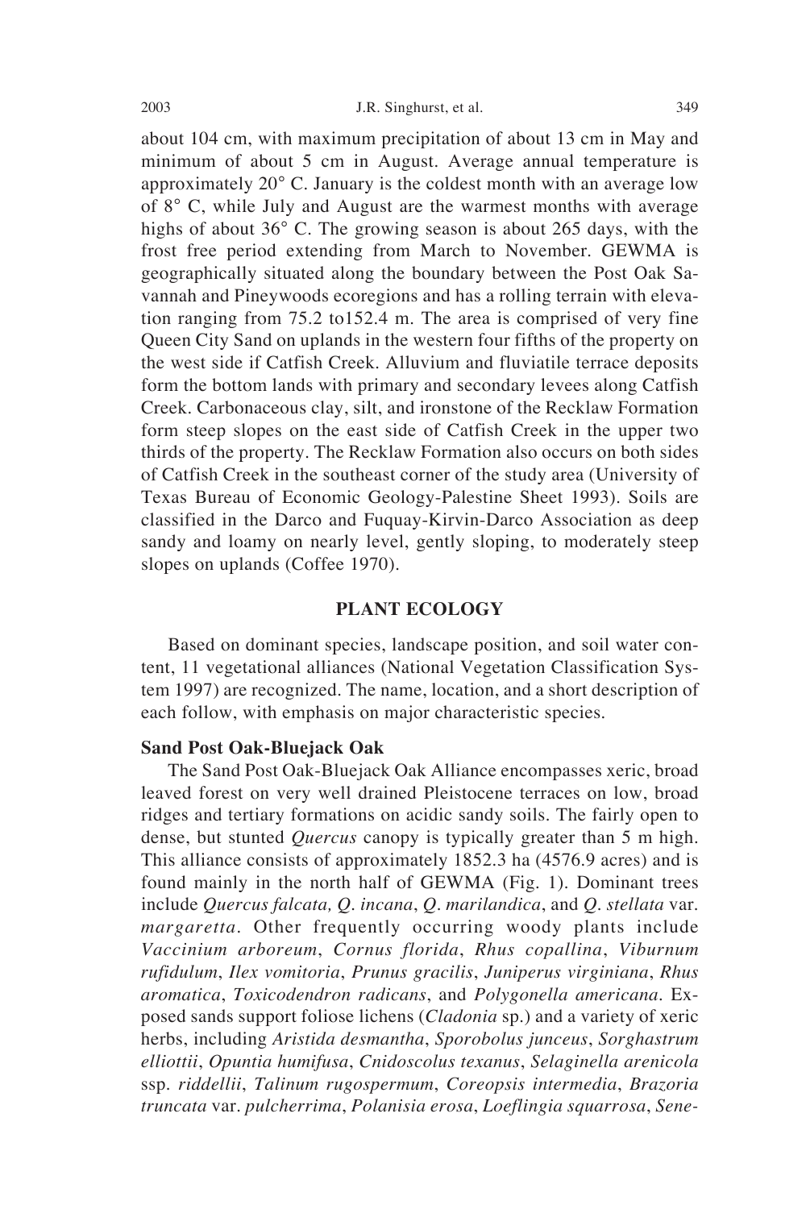about 104 cm, with maximum precipitation of about 13 cm in May and minimum of about 5 cm in August. Average annual temperature is approximately 20° C. January is the coldest month with an average low of 8° C, while July and August are the warmest months with average highs of about 36° C. The growing season is about 265 days, with the frost free period extending from March to November. GEWMA is geographically situated along the boundary between the Post Oak Savannah and Pineywoods ecoregions and has a rolling terrain with elevation ranging from 75.2 to152.4 m. The area is comprised of very fine Queen City Sand on uplands in the western four fifths of the property on the west side if Catfish Creek. Alluvium and fluviatile terrace deposits form the bottom lands with primary and secondary levees along Catfish Creek. Carbonaceous clay, silt, and ironstone of the Recklaw Formation form steep slopes on the east side of Catfish Creek in the upper two thirds of the property. The Recklaw Formation also occurs on both sides of Catfish Creek in the southeast corner of the study area (University of Texas Bureau of Economic Geology-Palestine Sheet 1993). Soils are classified in the Darco and Fuquay-Kirvin-Darco Association as deep sandy and loamy on nearly level, gently sloping, to moderately steep slopes on uplands (Coffee 1970).

## PLANT ECOLOGY

Based on dominant species, landscape position, and soil water content, 11 vegetational alliances (National Vegetation Classification System 1997) are recognized. The name, location, and a short description of each follow, with emphasis on major characteristic species.

### Sand Post Oak-Bluejack Oak

The Sand Post Oak-Bluejack Oak Alliance encompasses xeric, broad leaved forest on very well drained Pleistocene terraces on low, broad ridges and tertiary formations on acidic sandy soils. The fairly open to dense, but stunted *Quercus* canopy is typically greater than 5 m high. This alliance consists of approximately 1852.3 ha (4576.9 acres) and is found mainly in the north half of GEWMA (Fig. 1). Dominant trees include *Quercus falcata, Q. incana*, *Q. marilandica*, and *Q. stellata* var. *margaretta*. Other frequently occurring woody plants include *Vaccinium arboreum*, *Cornus florida*, *Rhus copallina*, *Viburnum rufidulum*, *Ilex vomitoria*, *Prunus gracilis*, *Juniperus virginiana*, *Rhus aromatica*, *Toxicodendron radicans*, and *Polygonella americana*. Exposed sands support foliose lichens (*Cladonia* sp.) and a variety of xeric herbs, including *Aristida desmantha*, *Sporobolus junceus*, *Sorghastrum elliottii*, *Opuntia humifusa*, *Cnidoscolus texanus*, *Selaginella arenicola* ssp. *riddellii*, *Talinum rugospermum*, *Coreopsis intermedia*, *Brazoria truncata* var. *pulcherrima*, *Polanisia erosa*, *Loeflingia squarrosa*, *Sene-*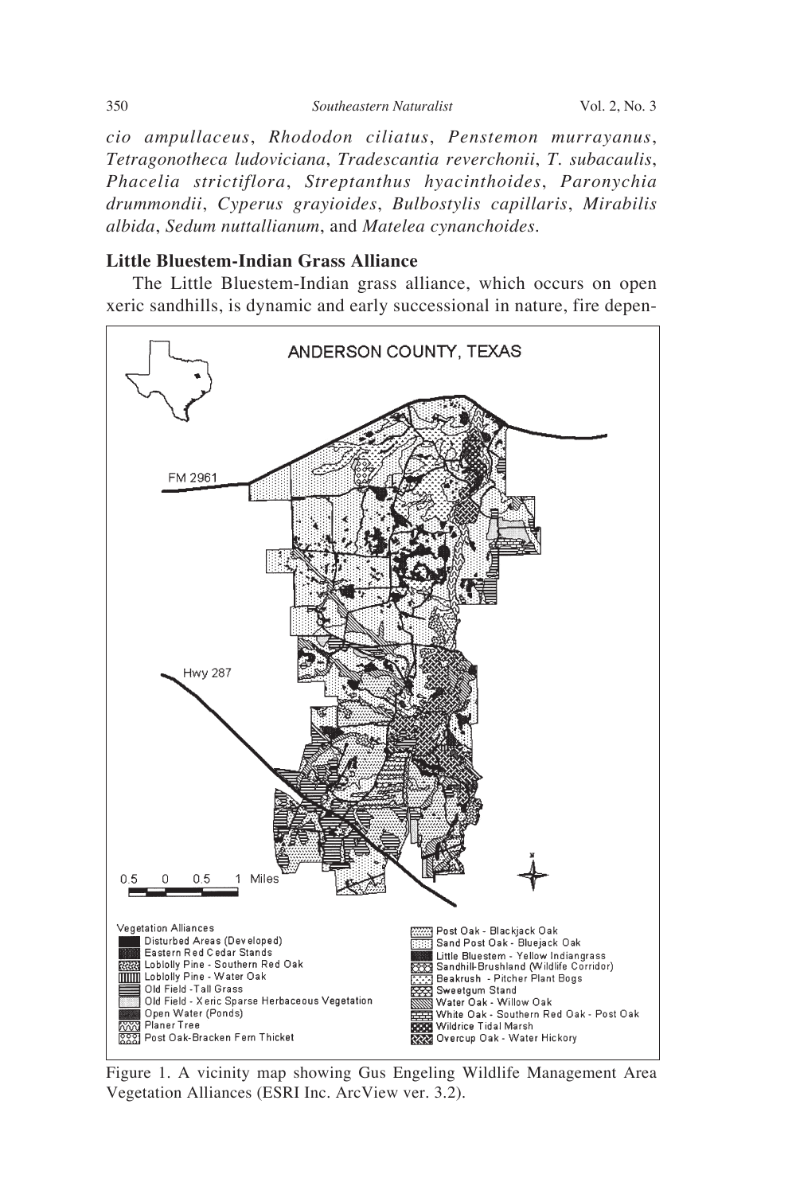*cio ampullaceus*, *Rhododon ciliatus*, *Penstemon murrayanus*, *Tetragonotheca ludoviciana*, *Tradescantia reverchonii*, *T. subacaulis*, *Phacelia strictiflora*, *Streptanthus hyacinthoides*, *Paronychia drummondii*, *Cyperus grayioides*, *Bulbostylis capillaris*, *Mirabilis albida*, *Sedum nuttallianum*, and *Matelea cynanchoides*.

### Little Bluestem-Indian Grass Alliance

The Little Bluestem-Indian grass alliance, which occurs on open xeric sandhills, is dynamic and early successional in nature, fire depen-

Figure 1. A vicinity map showing Gus Engeling Wildlife Management Area Vegetation Alliances (ESRI Inc. ArcView ver. 3.2).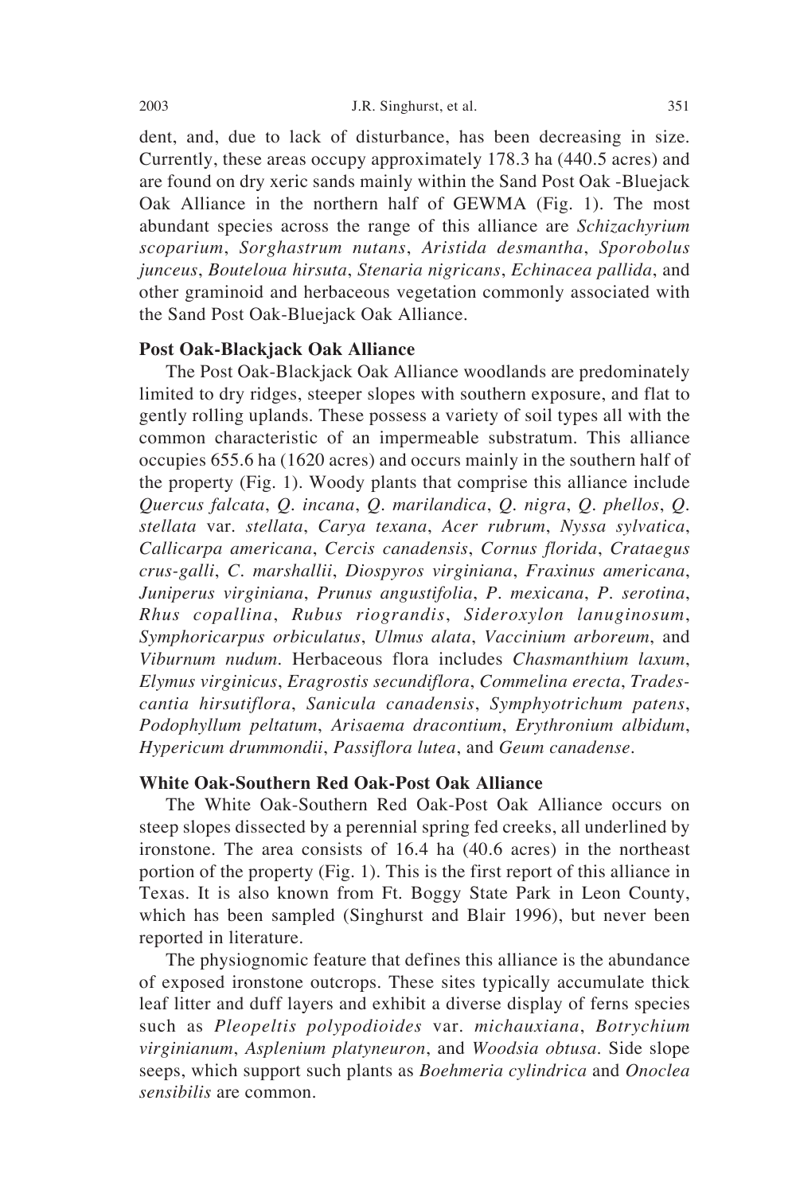dent, and, due to lack of disturbance, has been decreasing in size. Currently, these areas occupy approximately 178.3 ha (440.5 acres) and are found on dry xeric sands mainly within the Sand Post Oak -Bluejack Oak Alliance in the northern half of GEWMA (Fig. 1). The most abundant species across the range of this alliance are *Schizachyrium scoparium*, *Sorghastrum nutans*, *Aristida desmantha*, *Sporobolus junceus*, *Bouteloua hirsuta*, *Stenaria nigricans*, *Echinacea pallida*, and other graminoid and herbaceous vegetation commonly associated with the Sand Post Oak-Bluejack Oak Alliance.

### Post Oak-Blackjack Oak Alliance

The Post Oak-Blackjack Oak Alliance woodlands are predominately limited to dry ridges, steeper slopes with southern exposure, and flat to gently rolling uplands. These possess a variety of soil types all with the common characteristic of an impermeable substratum. This alliance occupies 655.6 ha (1620 acres) and occurs mainly in the southern half of the property (Fig. 1). Woody plants that comprise this alliance include *Quercus falcata*, *Q. incana*, *Q. marilandica*, *Q. nigra*, *Q. phellos*, *Q. stellata* var. *stellata*, *Carya texana*, *Acer rubrum*, *Nyssa sylvatica*, *Callicarpa americana*, *Cercis canadensis*, *Cornus florida*, *Crataegus crus-galli*, *C. marshallii*, *Diospyros virginiana*, *Fraxinus americana*, *Juniperus virginiana*, *Prunus angustifolia*, *P. mexicana*, *P. serotina*, *Rhus copallina*, *Rubus riograndis*, *Sideroxylon lanuginosum*, *Symphoricarpus orbiculatus*, *Ulmus alata*, *Vaccinium arboreum*, and *Viburnum nudum*. Herbaceous flora includes *Chasmanthium laxum*, *Elymus virginicus*, *Eragrostis secundiflora*, *Commelina erecta*, *Tradescantia hirsutiflora*, *Sanicula canadensis*, *Symphyotrichum patens*, *Podophyllum peltatum*, *Arisaema dracontium*, *Erythronium albidum*, *Hypericum drummondii*, *Passiflora lutea*, and *Geum canadense*.

### White Oak-Southern Red Oak-Post Oak Alliance

The White Oak-Southern Red Oak-Post Oak Alliance occurs on steep slopes dissected by a perennial spring fed creeks, all underlined by ironstone. The area consists of 16.4 ha (40.6 acres) in the northeast portion of the property (Fig. 1). This is the first report of this alliance in Texas. It is also known from Ft. Boggy State Park in Leon County, which has been sampled (Singhurst and Blair 1996), but never been reported in literature.

The physiognomic feature that defines this alliance is the abundance of exposed ironstone outcrops. These sites typically accumulate thick leaf litter and duff layers and exhibit a diverse display of ferns species such as *Pleopeltis polypodioides* var. *michauxiana*, *Botrychium virginianum*, *Asplenium platyneuron*, and *Woodsia obtusa*. Side slope seeps, which support such plants as *Boehmeria cylindrica* and *Onoclea sensibilis* are common.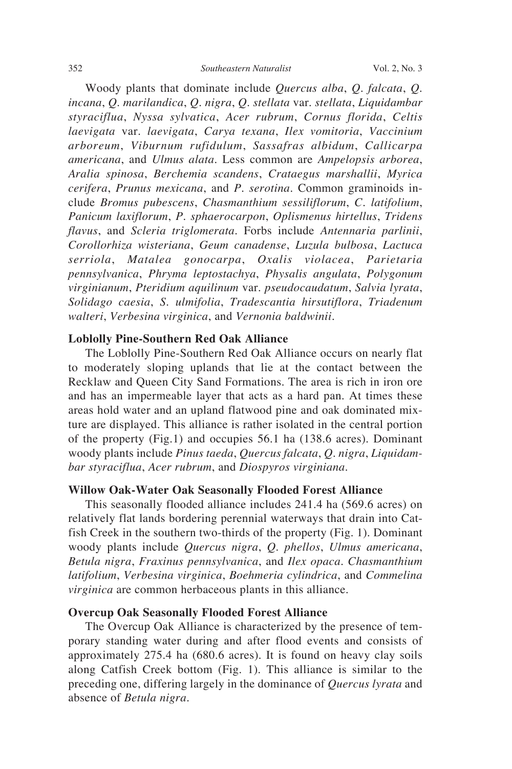Woody plants that dominate include *Quercus alba*, *Q. falcata*, *Q. incana*, *Q. marilandica*, *Q. nigra*, *Q. stellata* var. *stellata*, *Liquidambar styraciflua*, *Nyssa sylvatica*, *Acer rubrum*, *Cornus florida*, *Celtis laevigata* var. *laevigata*, *Carya texana*, *Ilex vomitoria*, *Vaccinium arboreum*, *Viburnum rufidulum*, *Sassafras albidum*, *Callicarpa americana*, and *Ulmus alata*. Less common are *Ampelopsis arborea*, *Aralia spinosa*, *Berchemia scandens*, *Crataegus marshallii*, *Myrica cerifera*, *Prunus mexicana*, and *P. serotina*. Common graminoids include *Bromus pubescens*, *Chasmanthium sessiliflorum*, *C. latifolium*, *Panicum laxiflorum*, *P. sphaerocarpon*, *Oplismenus hirtellus*, *Tridens flavus*, and *Scleria triglomerata*. Forbs include *Antennaria parlinii*, *Corollorhiza wisteriana*, *Geum canadense*, *Luzula bulbosa*, *Lactuca serriola*, *Matalea gonocarpa*, *Oxalis violacea*, *Parietaria pennsylvanica*, *Phryma leptostachya*, *Physalis angulata*, *Polygonum virginianum*, *Pteridium aquilinum* var. *pseudocaudatum*, *Salvia lyrata*, *Solidago caesia*, *S. ulmifolia*, *Tradescantia hirsutiflora*, *Triadenum walteri*, *Verbesina virginica*, and *Vernonia baldwinii*.

### Loblolly Pine-Southern Red Oak Alliance

The Loblolly Pine-Southern Red Oak Alliance occurs on nearly flat to moderately sloping uplands that lie at the contact between the Recklaw and Queen City Sand Formations. The area is rich in iron ore and has an impermeable layer that acts as a hard pan. At times these areas hold water and an upland flatwood pine and oak dominated mixture are displayed. This alliance is rather isolated in the central portion of the property (Fig.1) and occupies 56.1 ha (138.6 acres). Dominant woody plants include *Pinus taeda*, *Quercus falcata*, *Q. nigra*, *Liquidambar styraciflua*, *Acer rubrum*, and *Diospyros virginiana*.

### Willow Oak-Water Oak Seasonally Flooded Forest Alliance

This seasonally flooded alliance includes 241.4 ha (569.6 acres) on relatively flat lands bordering perennial waterways that drain into Catfish Creek in the southern two-thirds of the property (Fig. 1). Dominant woody plants include *Quercus nigra*, *Q. phellos*, *Ulmus americana*, *Betula nigra*, *Fraxinus pennsylvanica*, and *Ilex opaca*. *Chasmanthium latifolium*, *Verbesina virginica*, *Boehmeria cylindrica*, and *Commelina virginica* are common herbaceous plants in this alliance.

### Overcup Oak Seasonally Flooded Forest Alliance

The Overcup Oak Alliance is characterized by the presence of temporary standing water during and after flood events and consists of approximately 275.4 ha (680.6 acres). It is found on heavy clay soils along Catfish Creek bottom (Fig. 1). This alliance is similar to the preceding one, differing largely in the dominance of *Quercus lyrata* and absence of *Betula nigra*.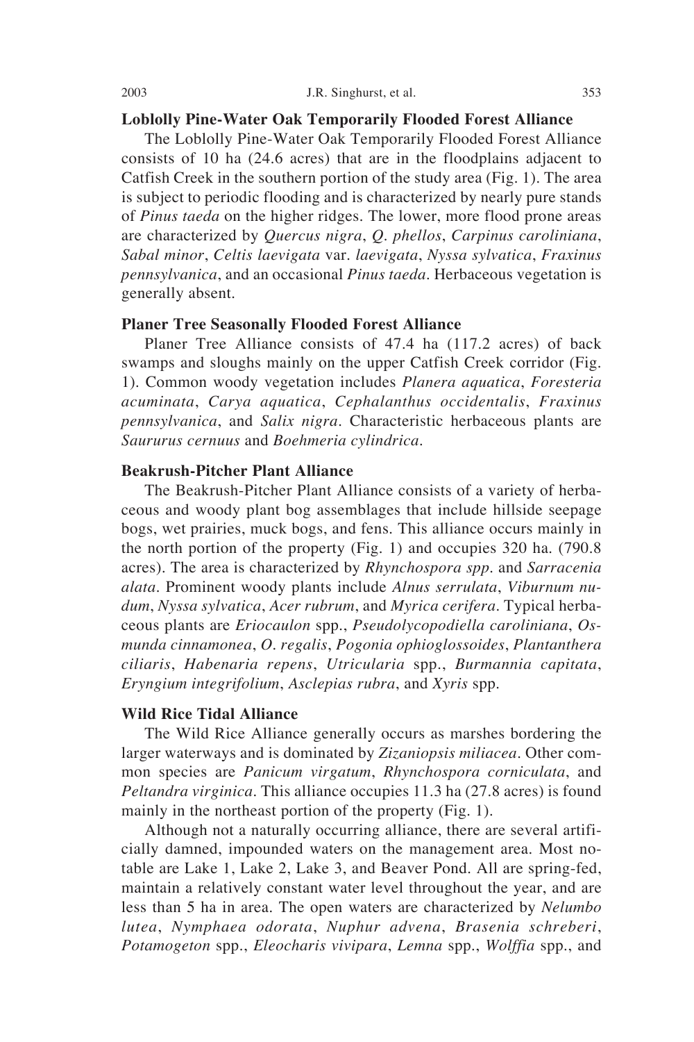### Loblolly Pine-Water Oak Temporarily Flooded Forest Alliance

The Loblolly Pine-Water Oak Temporarily Flooded Forest Alliance consists of 10 ha (24.6 acres) that are in the floodplains adjacent to Catfish Creek in the southern portion of the study area (Fig. 1). The area is subject to periodic flooding and is characterized by nearly pure stands of *Pinus taeda* on the higher ridges. The lower, more flood prone areas are characterized by *Quercus nigra*, *Q. phellos*, *Carpinus caroliniana*, *Sabal minor*, *Celtis laevigata* var. *laevigata*, *Nyssa sylvatica*, *Fraxinus pennsylvanica*, and an occasional *Pinus taeda*. Herbaceous vegetation is generally absent.

### Planer Tree Seasonally Flooded Forest Alliance

Planer Tree Alliance consists of 47.4 ha (117.2 acres) of back swamps and sloughs mainly on the upper Catfish Creek corridor (Fig. 1). Common woody vegetation includes *Planera aquatica*, *Foresteria acuminata*, *Carya aquatica*, *Cephalanthus occidentalis*, *Fraxinus pennsylvanica*, and *Salix nigra*. Characteristic herbaceous plants are *Saururus cernuus* and *Boehmeria cylindrica*.

### Beakrush-Pitcher Plant Alliance

The Beakrush-Pitcher Plant Alliance consists of a variety of herbaceous and woody plant bog assemblages that include hillside seepage bogs, wet prairies, muck bogs, and fens. This alliance occurs mainly in the north portion of the property (Fig. 1) and occupies 320 ha. (790.8 acres). The area is characterized by *Rhynchospora spp.* and *Sarracenia alata*. Prominent woody plants include *Alnus serrulata*, *Viburnum nudum*, *Nyssa sylvatica*, *Acer rubrum*, and *Myrica cerifera*. Typical herbaceous plants are *Eriocaulon* spp., *Pseudolycopodiella caroliniana*, *Osmunda cinnamonea*, *O. regalis*, *Pogonia ophioglossoides*, *Plantanthera ciliaris*, *Habenaria repens*, *Utricularia* spp., *Burmannia capitata*, *Eryngium integrifolium*, *Asclepias rubra*, and *Xyris* spp.

### Wild Rice Tidal Alliance

The Wild Rice Alliance generally occurs as marshes bordering the larger waterways and is dominated by *Zizaniopsis miliacea*. Other common species are *Panicum virgatum*, *Rhynchospora corniculata*, and *Peltandra virginica*. This alliance occupies 11.3 ha (27.8 acres) is found mainly in the northeast portion of the property (Fig. 1).

Although not a naturally occurring alliance, there are several artificially damned, impounded waters on the management area. Most notable are Lake 1, Lake 2, Lake 3, and Beaver Pond. All are spring-fed, maintain a relatively constant water level throughout the year, and are less than 5 ha in area. The open waters are characterized by *Nelumbo lutea*, *Nymphaea odorata*, *Nuphur advena*, *Brasenia schreberi*, *Potamogeton* spp., *Eleocharis vivipara*, *Lemna* spp., *Wolffia* spp., and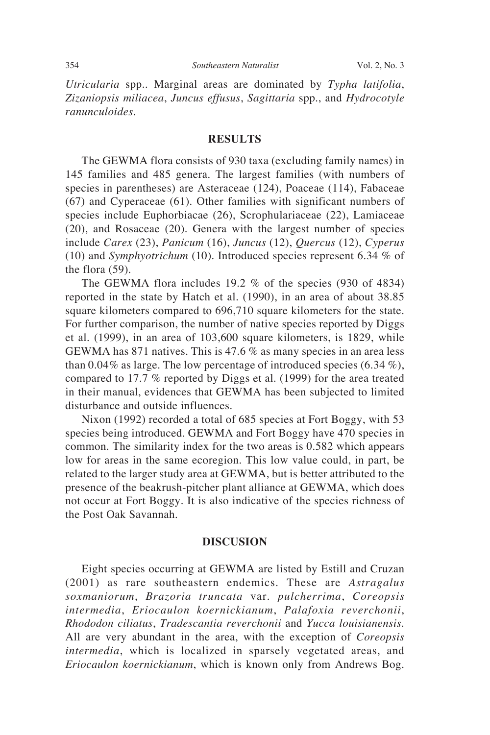*Utricularia* spp.. Marginal areas are dominated by *Typha latifolia*, *Zizaniopsis miliacea*, *Juncus effusus*, *Sagittaria* spp., and *Hydrocotyle ranunculoides*.

## RESULTS

The GEWMA flora consists of 930 taxa (excluding family names) in 145 families and 485 genera. The largest families (with numbers of species in parentheses) are Asteraceae (124), Poaceae (114), Fabaceae (67) and Cyperaceae (61). Other families with significant numbers of species include Euphorbiacae (26), Scrophulariaceae (22), Lamiaceae (20), and Rosaceae (20). Genera with the largest number of species include *Carex* (23), *Panicum* (16), *Juncus* (12), *Quercus* (12), *Cyperus* (10) and *Symphyotrichum* (10). Introduced species represent 6.34 % of the flora (59).

The GEWMA flora includes 19.2 % of the species (930 of 4834) reported in the state by Hatch et al. (1990), in an area of about 38.85 square kilometers compared to 696,710 square kilometers for the state. For further comparison, the number of native species reported by Diggs et al. (1999), in an area of 103,600 square kilometers, is 1829, while GEWMA has 871 natives. This is 47.6 % as many species in an area less than 0.04% as large. The low percentage of introduced species (6.34 %), compared to 17.7 % reported by Diggs et al. (1999) for the area treated in their manual, evidences that GEWMA has been subjected to limited disturbance and outside influences.

Nixon (1992) recorded a total of 685 species at Fort Boggy, with 53 species being introduced. GEWMA and Fort Boggy have 470 species in common. The similarity index for the two areas is 0.582 which appears low for areas in the same ecoregion. This low value could, in part, be related to the larger study area at GEWMA, but is better attributed to the presence of the beakrush-pitcher plant alliance at GEWMA, which does not occur at Fort Boggy. It is also indicative of the species richness of the Post Oak Savannah.

## DISCUSION

Eight species occurring at GEWMA are listed by Estill and Cruzan (2001) as rare southeastern endemics. These are *Astragalus soxmaniorum*, *Brazoria truncata* var. *pulcherrima*, *Coreopsis intermedia*, *Eriocaulon koernickianum*, *Palafoxia reverchonii*, *Rhododon ciliatus*, *Tradescantia reverchonii* and *Yucca louisianensis*. All are very abundant in the area, with the exception of *Coreopsis intermedia*, which is localized in sparsely vegetated areas, and *Eriocaulon koernickianum*, which is known only from Andrews Bog.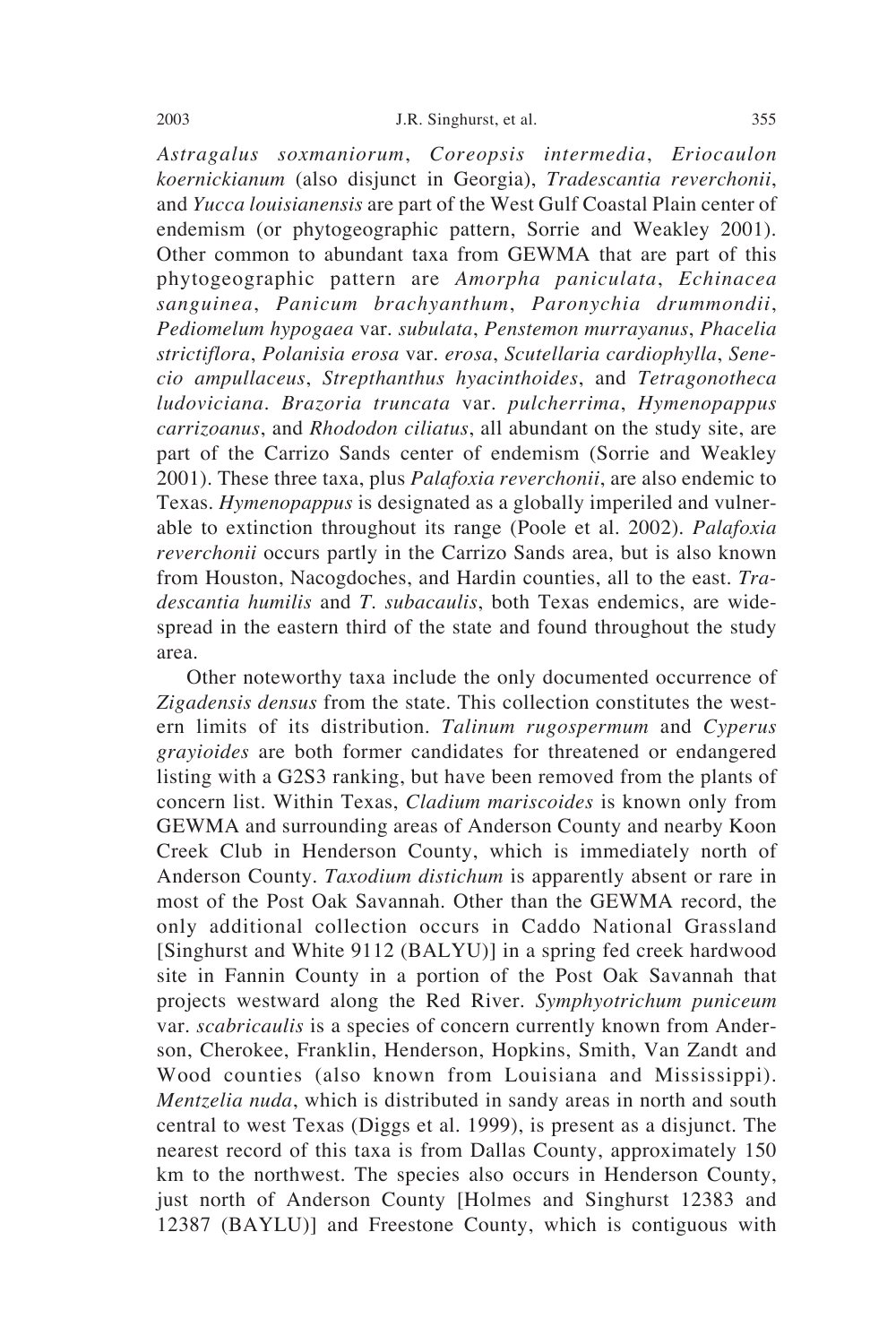*Astragalus soxmaniorum*, *Coreopsis intermedia*, *Eriocaulon koernickianum* (also disjunct in Georgia), *Tradescantia reverchonii*, and *Yucca louisianensis* are part of the West Gulf Coastal Plain center of endemism (or phytogeographic pattern, Sorrie and Weakley 2001). Other common to abundant taxa from GEWMA that are part of this phytogeographic pattern are *Amorpha paniculata*, *Echinacea sanguinea*, *Panicum brachyanthum*, *Paronychia drummondii*, *Pediomelum hypogaea* var. *subulata*, *Penstemon murrayanus*, *Phacelia strictiflora*, *Polanisia erosa* var. *erosa*, *Scutellaria cardiophylla*, *Senecio ampullaceus*, *Strepthanthus hyacinthoides*, and *Tetragonotheca ludoviciana*. *Brazoria truncata* var. *pulcherrima*, *Hymenopappus carrizoanus*, and *Rhododon ciliatus*, all abundant on the study site, are part of the Carrizo Sands center of endemism (Sorrie and Weakley 2001). These three taxa, plus *Palafoxia reverchonii*, are also endemic to Texas. *Hymenopappus* is designated as a globally imperiled and vulnerable to extinction throughout its range (Poole et al. 2002). *Palafoxia reverchonii* occurs partly in the Carrizo Sands area, but is also known from Houston, Nacogdoches, and Hardin counties, all to the east. *Tradescantia humilis* and *T. subacaulis*, both Texas endemics, are widespread in the eastern third of the state and found throughout the study area.

Other noteworthy taxa include the only documented occurrence of *Zigadensis densus* from the state. This collection constitutes the western limits of its distribution. *Talinum rugospermum* and *Cyperus grayioides* are both former candidates for threatened or endangered listing with a G2S3 ranking, but have been removed from the plants of concern list. Within Texas, *Cladium mariscoides* is known only from GEWMA and surrounding areas of Anderson County and nearby Koon Creek Club in Henderson County, which is immediately north of Anderson County. *Taxodium distichum* is apparently absent or rare in most of the Post Oak Savannah. Other than the GEWMA record, the only additional collection occurs in Caddo National Grassland [Singhurst and White 9112 (BALYU)] in a spring fed creek hardwood site in Fannin County in a portion of the Post Oak Savannah that projects westward along the Red River. *Symphyotrichum puniceum* var. *scabricaulis* is a species of concern currently known from Anderson, Cherokee, Franklin, Henderson, Hopkins, Smith, Van Zandt and Wood counties (also known from Louisiana and Mississippi). *Mentzelia nuda*, which is distributed in sandy areas in north and south central to west Texas (Diggs et al. 1999), is present as a disjunct. The nearest record of this taxa is from Dallas County, approximately 150 km to the northwest. The species also occurs in Henderson County, just north of Anderson County [Holmes and Singhurst 12383 and 12387 (BAYLU)] and Freestone County, which is contiguous with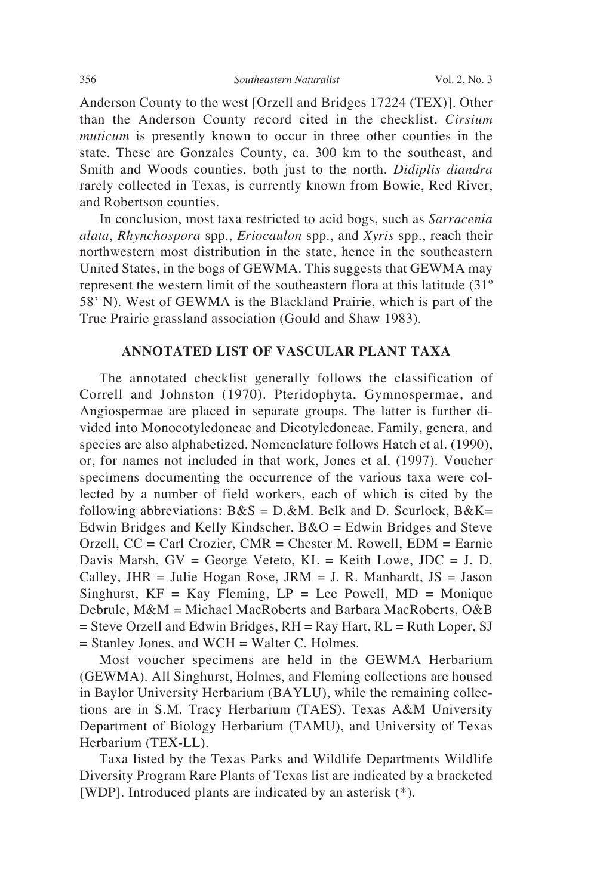Anderson County to the west [Orzell and Bridges 17224 (TEX)]. Other than the Anderson County record cited in the checklist, *Cirsium muticum* is presently known to occur in three other counties in the state. These are Gonzales County, ca. 300 km to the southeast, and Smith and Woods counties, both just to the north. *Didiplis diandra* rarely collected in Texas, is currently known from Bowie, Red River, and Robertson counties.

In conclusion, most taxa restricted to acid bogs, such as *Sarracenia alata*, *Rhynchospora* spp., *Eriocaulon* spp., and *Xyris* spp., reach their northwestern most distribution in the state, hence in the southeastern United States, in the bogs of GEWMA. This suggests that GEWMA may represent the western limit of the southeastern flora at this latitude (31º 58' N). West of GEWMA is the Blackland Prairie, which is part of the True Prairie grassland association (Gould and Shaw 1983).

## ANNOTATED LIST OF VASCULAR PLANT TAXA

The annotated checklist generally follows the classification of Correll and Johnston (1970). Pteridophyta, Gymnospermae, and Angiospermae are placed in separate groups. The latter is further divided into Monocotyledoneae and Dicotyledoneae. Family, genera, and species are also alphabetized. Nomenclature follows Hatch et al. (1990), or, for names not included in that work, Jones et al. (1997). Voucher specimens documenting the occurrence of the various taxa were collected by a number of field workers, each of which is cited by the following abbreviations: B&S = D.&M. Belk and D. Scurlock, B&K= Edwin Bridges and Kelly Kindscher, B&O = Edwin Bridges and Steve Orzell, CC = Carl Crozier, CMR = Chester M. Rowell, EDM = Earnie Davis Marsh, GV = George Veteto, KL = Keith Lowe, JDC = J. D. Calley, JHR = Julie Hogan Rose, JRM = J. R. Manhardt, JS = Jason Singhurst, KF = Kay Fleming, LP = Lee Powell, MD = Monique Debrule, M&M = Michael MacRoberts and Barbara MacRoberts, O&B = Steve Orzell and Edwin Bridges, RH = Ray Hart, RL = Ruth Loper, SJ = Stanley Jones, and WCH = Walter C. Holmes.

Most voucher specimens are held in the GEWMA Herbarium (GEWMA). All Singhurst, Holmes, and Fleming collections are housed in Baylor University Herbarium (BAYLU), while the remaining collections are in S.M. Tracy Herbarium (TAES), Texas A&M University Department of Biology Herbarium (TAMU), and University of Texas Herbarium (TEX-LL).

Taxa listed by the Texas Parks and Wildlife Departments Wildlife Diversity Program Rare Plants of Texas list are indicated by a bracketed [WDP]. Introduced plants are indicated by an asterisk (*).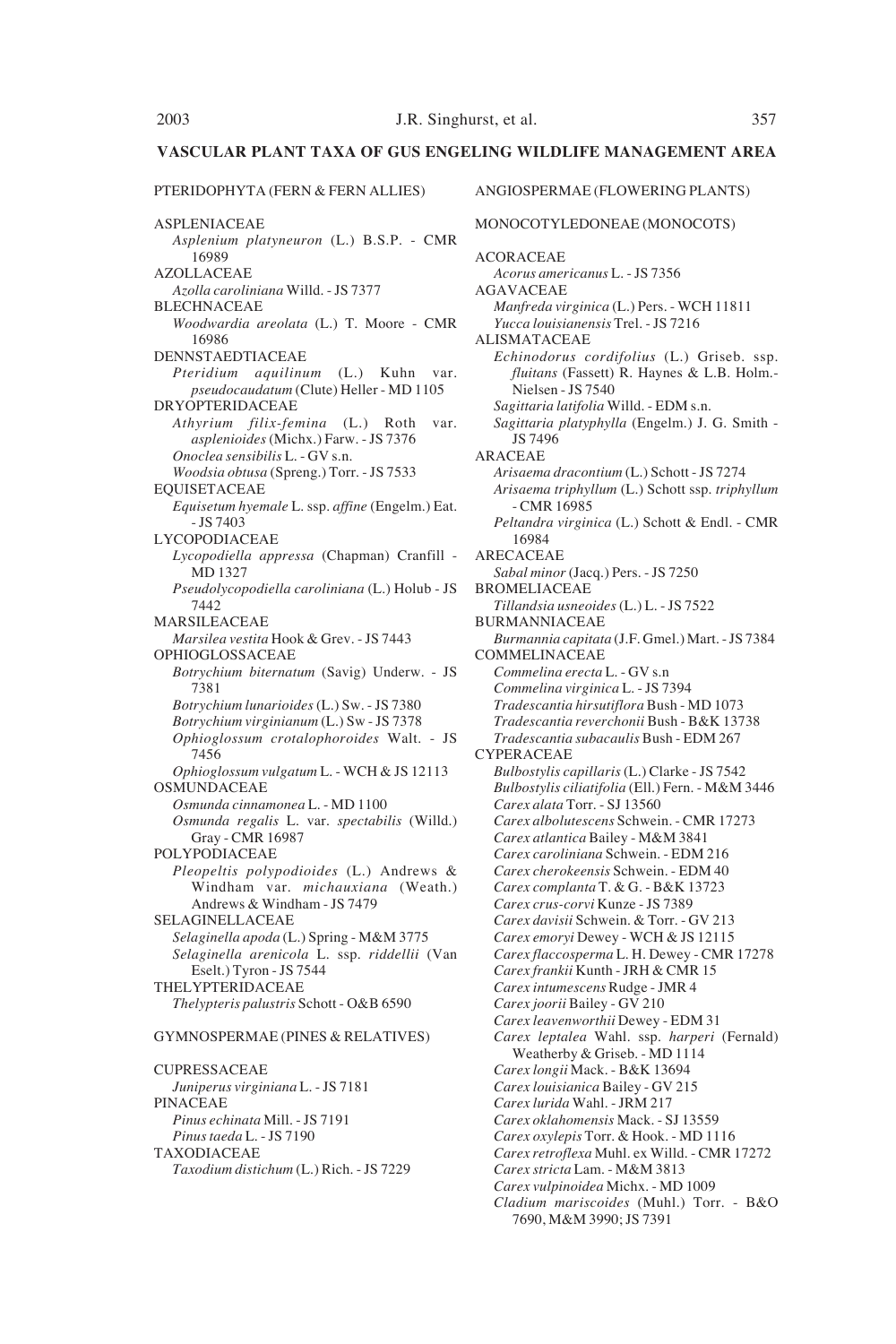## VASCULAR PLANT TAXA OF GUS ENGELING WILDLIFE MANAGEMENT AREA

### PTERIDOPHYTA (FERN & FERN ALLIES)

ASPLENIACEAE
- *Asplenium platyneuron* (L.) B.S.P. - CMR 16989

AZOLLACEAE
- *Azolla caroliniana* Willd. - JS 7377

BLECHNACEAE
- *Woodwardia areolata* (L.) T. Moore - CMR 16986

DENNSTAEDTIACEAE
- *Pteridium aquilinum* (L.) Kuhn var. *pseudocaudatum* (Clute) Heller - MD 1105

DRYOPTERIDACEAE
- *Athyrium filix-femina* (L.) Roth var. *asplenioides* (Michx.) Farw. - JS 7376
- *Onoclea sensibilis* L. - GV s.n.
- *Woodsia obtusa* (Spreng.) Torr. - JS 7533

EQUISETACEAE
- *Equisetum hyemale* L. ssp. *affine* (Engelm.) Eat. - JS 7403

LYCOPODIACEAE
- *Lycopodiella appressa* (Chapman) Cranfill - MD 1327
- *Pseudolycopodiella caroliniana* (L.) Holub - JS 7442

MARSILEACEAE
- *Marsilea vestita* Hook & Grev. - JS 7443

OPHIOGLOSSACEAE
- *Botrychium biternatum* (Savig) Underw. - JS 7381
- *Botrychium lunarioides* (L.) Sw. - JS 7380
- *Botrychium virginianum* (L.) Sw - JS 7378
- *Ophioglossum crotalophoroides* Walt. - JS 7456
- *Ophioglossum vulgatum* L. - WCH & JS 12113

OSMUNDACEAE
- *Osmunda cinnamonea* L. - MD 1100
- *Osmunda regalis* L. var. *spectabilis* (Willd.) Gray - CMR 16987

POLYPODIACEAE
- *Pleopeltis polypodioides* (L.) Andrews & Windham var. *michauxiana* (Weath.) Andrews & Windham - JS 7479

SELAGINELLACEAE
- *Selaginella apoda* (L.) Spring - M&M 3775
- *Selaginella arenicola* L. ssp. *riddellii* (Van Eselt.) Tyron - JS 7544

THELYPTERIDACEAE
- *Thelypteris palustris* Schott - O&B 6590

### GYMNOSPERMAE (PINES & RELATIVES)

CUPRESSACEAE
- *Juniperus virginiana* L. - JS 7181

PINACEAE
- *Pinus echinata* Mill. - JS 7191
- *Pinus taeda* L. - JS 7190

TAXODIACEAE
- *Taxodium distichum* (L.) Rich. - JS 7229

### ANGIOSPERMAE (FLOWERING PLANTS)

#### MONOCOTYLEDONEAE (MONOCOTS)

ACORACEAE
- *Acorus americanus* L. - JS 7356

AGAVACEAE
- *Manfreda virginica* (L.) Pers. - WCH 11811
- *Yucca louisianensis* Trel. - JS 7216

ALISMATACEAE
- *Echinodorus cordifolius* (L.) Griseb. ssp. *fluitans* (Fassett) R. Haynes & L.B. Holm.-Nielsen - JS 7540
- *Sagittaria latifolia* Willd. - EDM s.n.
- *Sagittaria platyphylla* (Engelm.) J. G. Smith - JS 7496

ARACEAE
- *Arisaema dracontium* (L.) Schott - JS 7274
- *Arisaema triphyllum* (L.) Schott ssp. *triphyllum* - CMR 16985
- *Peltandra virginica* (L.) Schott & Endl. - CMR 16984

ARECACEAE
- *Sabal minor* (Jacq.) Pers. - JS 7250

BROMELIACEAE
- *Tillandsia usneoides* (L.) L. - JS 7522

BURMANNIACEAE
- *Burmannia capitata* (J.F. Gmel.) Mart. - JS 7384

COMMELINACEAE
- *Commelina erecta* L. - GV s.n
- *Commelina virginica* L. - JS 7394
- *Tradescantia hirsutiflora* Bush - MD 1073
- *Tradescantia reverchonii* Bush - B&K 13738
- *Tradescantia subacaulis* Bush - EDM 267

CYPERACEAE
- *Bulbostylis capillaris* (L.) Clarke - JS 7542
- *Bulbostylis ciliatifolia* (Ell.) Fern. - M&M 3446
- *Carex alata* Torr. - SJ 13560
- *Carex albolutescens* Schwein. - CMR 17273
- *Carex atlantica* Bailey - M&M 3841
- *Carex caroliniana* Schwein. - EDM 216
- *Carex cherokeensis* Schwein. - EDM 40
- *Carex complanta* T. & G. - B&K 13723
- *Carex crus-corvi* Kunze - JS 7389
- *Carex davisii* Schwein. & Torr. - GV 213
- *Carex emoryi* Dewey - WCH & JS 12115
- *Carex flaccosperma* L. H. Dewey - CMR 17278
- *Carex frankii* Kunth - JRH & CMR 15
- *Carex intumescens* Rudge - JMR 4
- *Carex joorii* Bailey - GV 210
- *Carex leavenworthii* Dewey - EDM 31
- *Carex leptalea* Wahl. ssp. *harperi* (Fernald) Weatherby & Griseb. - MD 1114
- *Carex longii* Mack. - B&K 13694
- *Carex louisianica* Bailey - GV 215
- *Carex lurida* Wahl. - JRM 217
- *Carex oklahomensis* Mack. - SJ 13559
- *Carex oxylepis* Torr. & Hook. - MD 1116
- *Carex retroflexa* Muhl. ex Willd. - CMR 17272
- *Carex stricta* Lam. - M&M 3813
- *Carex vulpinoidea* Michx. - MD 1009
- *Cladium mariscoides* (Muhl.) Torr. - B&O 7690, M&M 3990; JS 7391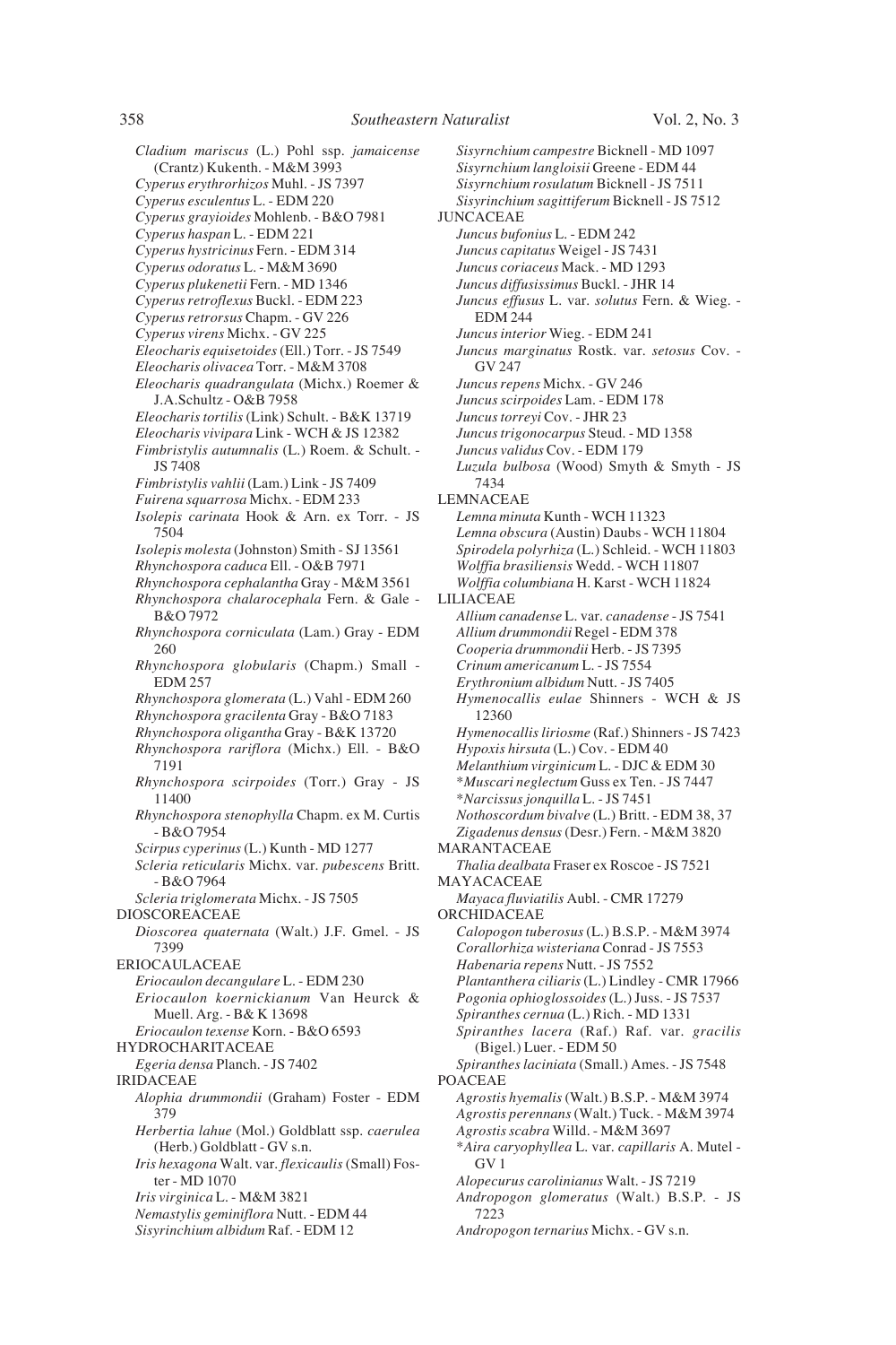*Cladium mariscus* (L.) Pohl ssp. *jamaicense* (Crantz) Kukenth. - M&M 3993
*Cyperus erythrorhizos* Muhl. - JS 7397
*Cyperus esculentus* L. - EDM 220
*Cyperus grayioides* Mohlenb. - B&O 7981
*Cyperus haspan* L. - EDM 221
*Cyperus hystricinus* Fern. - EDM 314
*Cyperus odoratus* L. - M&M 3690
*Cyperus plukenetii* Fern. - MD 1346
*Cyperus retroflexus* Buckl. - EDM 223
*Cyperus retrorsus* Chapm. - GV 226
*Cyperus virens* Michx. - GV 225
*Eleocharis equisetoides* (Ell.) Torr. - JS 7549
*Eleocharis olivacea* Torr. - M&M 3708
*Eleocharis quadrangulata* (Michx.) Roemer & J.A.Schultz - O&B 7958
*Eleocharis tortilis* (Link) Schult. - B&K 13719
*Eleocharis vivipara* Link - WCH & JS 12382
*Fimbristylis autumnalis* (L.) Roem. & Schult. - JS 7408
*Fimbristylis vahlii* (Lam.) Link - JS 7409
*Fuirena squarrosa* Michx. - EDM 233
*Isolepis carinata* Hook & Arn. ex Torr. - JS 7504
*Isolepis molesta* (Johnston) Smith - SJ 13561
*Rhynchospora caduca* Ell. - O&B 7971
*Rhynchospora cephalantha* Gray - M&M 3561
*Rhynchospora chalarocephala* Fern. & Gale - B&O 7972
*Rhynchospora corniculata* (Lam.) Gray - EDM 260
*Rhynchospora globularis* (Chapm.) Small - EDM 257
*Rhynchospora glomerata* (L.) Vahl - EDM 260
*Rhynchospora gracilenta* Gray - B&O 7183
*Rhynchospora oligantha* Gray - B&K 13720
*Rhynchospora rariflora* (Michx.) Ell. - B&O 7191
*Rhynchospora scirpoides* (Torr.) Gray - JS 11400
*Rhynchospora stenophylla* Chapm. ex M. Curtis - B&O 7954
*Scirpus cyperinus* (L.) Kunth - MD 1277
*Scleria reticularis* Michx. var. *pubescens* Britt. - B&O 7964
*Scleria triglomerata* Michx. - JS 7505

DIOSCOREACEAE
*Dioscorea quaternata* (Walt.) J.F. Gmel. - JS 7399

ERIOCAULACEAE
*Eriocaulon decangulare* L. - EDM 230
*Eriocaulon koernickianum* Van Heurck & Muell. Arg. - B& K 13698
*Eriocaulon texense* Korn. - B&O 6593

HYDROCHARITACEAE
*Egeria densa* Planch. - JS 7402

IRIDACEAE
*Alophia drummondii* (Graham) Foster - EDM 379
*Herbertia lahue* (Mol.) Goldblatt ssp. *caerulea* (Herb.) Goldblatt - GV s.n.
*Iris hexagona* Walt. var. *flexicaulis* (Small) Foster - MD 1070
*Iris virginica* L. - M&M 3821
*Nemastylis geminiflora* Nutt. - EDM 44
*Sisyrinchium albidum* Raf. - EDM 12
*Sisyrnchium campestre* Bicknell - MD 1097
*Sisyrnchium langloisii* Greene - EDM 44
*Sisyrnchium rosulatum* Bicknell - JS 7511
*Sisyrinchium sagittiferum* Bicknell - JS 7512

JUNCACEAE
*Juncus bufonius* L. - EDM 242
*Juncus capitatus* Weigel - JS 7431
*Juncus coriaceus* Mack. - MD 1293
*Juncus diffusissimus* Buckl. - JHR 14
*Juncus effusus* L. var. *solutus* Fern. & Wieg. - EDM 244
*Juncus interior* Wieg. - EDM 241
*Juncus marginatus* Rostk. var. *setosus* Cov. - GV 247
*Juncus repens* Michx. - GV 246
*Juncus scirpoides* Lam. - EDM 178
*Juncus torreyi* Cov. - JHR 23
*Juncus trigonocarpus* Steud. - MD 1358
*Juncus validus* Cov. - EDM 179
*Luzula bulbosa* (Wood) Smyth & Smyth - JS 7434

LEMNACEAE
*Lemna minuta* Kunth - WCH 11323
*Lemna obscura* (Austin) Daubs - WCH 11804
*Spirodela polyrhiza* (L.) Schleid. - WCH 11803
*Wolffia brasiliensis* Wedd. - WCH 11807
*Wolffia columbiana* H. Karst - WCH 11824

LILIACEAE
*Allium canadense* L. var. *canadense* - JS 7541
*Allium drummondii* Regel - EDM 378
*Cooperia drummondii* Herb. - JS 7395
*Crinum americanum* L. - JS 7554
*Erythronium albidum* Nutt. - JS 7405
*Hymenocallis eulae* Shinners - WCH & JS 12360
*Hymenocallis liriosme* (Raf.) Shinners - JS 7423
*Hypoxis hirsuta* (L.) Cov. - EDM 40
*Melanthium virginicum* L. - DJC & EDM 30
\**Muscari neglectum* Guss ex Ten. - JS 7447
\**Narcissus jonquilla* L. - JS 7451
*Nothoscordum bivalve* (L.) Britt. - EDM 38, 37
*Zigadenus densus* (Desr.) Fern. - M&M 3820

MARANTACEAE
*Thalia dealbata* Fraser ex Roscoe - JS 7521

MAYACACEAE
*Mayaca fluviatilis* Aubl. - CMR 17279

ORCHIDACEAE
*Calopogon tuberosus* (L.) B.S.P. - M&M 3974
*Corallorhiza wisteriana* Conrad - JS 7553
*Habenaria repens* Nutt. - JS 7552
*Plantanthera ciliaris* (L.) Lindley - CMR 17966
*Pogonia ophioglossoides* (L.) Juss. - JS 7537
*Spiranthes cernua* (L.) Rich. - MD 1331
*Spiranthes lacera* (Raf.) Raf. var. *gracilis* (Bigel.) Luer. - EDM 50
*Spiranthes laciniata* (Small.) Ames. - JS 7548

POACEAE
*Agrostis hyemalis* (Walt.) B.S.P. - M&M 3974
*Agrostis perennans* (Walt.) Tuck. - M&M 3974
*Agrostis scabra* Willd. - M&M 3697
\**Aira caryophyllea* L. var. *capillaris* A. Mutel - GV 1
*Alopecurus carolinianus* Walt. - JS 7219
*Andropogon glomeratus* (Walt.) B.S.P. - JS 7223
*Andropogon ternarius* Michx. - GV s.n.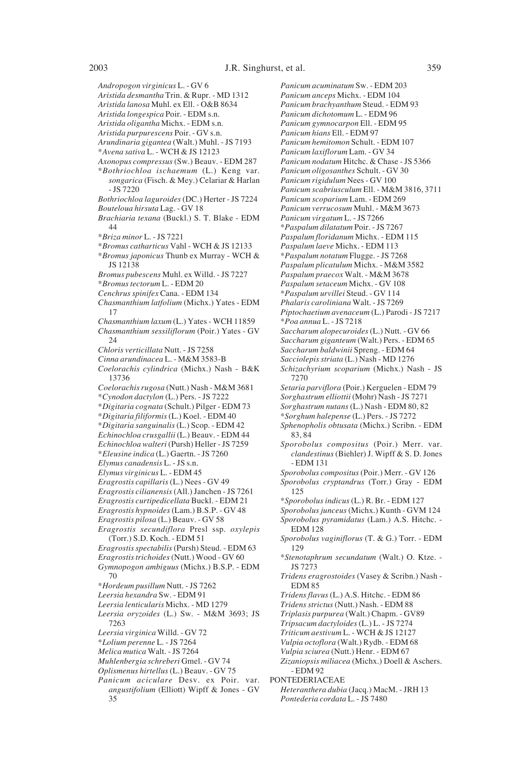*Andropogon virginicus* L. - GV 6
*Aristida desmantha* Trin. & Rupr. - MD 1312
*Aristida lanosa* Muhl. ex Ell. - O&B 8634
*Aristida longespica* Poir. - EDM s.n.
*Aristida oligantha* Michx. - EDM s.n.
*Aristida purpurescens* Poir. - GV s.n.
*Arundinaria gigantea* (Walt.) Muhl. - JS 7193
\**Avena sativa* L. - WCH & JS 12123
*Axonopus compressus* (Sw.) Beauv. - EDM 287
\**Bothriochloa ischaemum* (L.) Keng var. *songarica* (Fisch. & Mey.) Celariar & Harlan - JS 7220
*Bothriochloa laguroides* (DC.) Herter - JS 7224
*Bouteloua hirsuta* Lag. - GV 18
*Brachiaria texana* (Buckl.) S. T. Blake - EDM 44
\**Briza minor* L. - JS 7221
\**Bromus catharticus* Vahl - WCH & JS 12133
\**Bromus japonicus* Thunb ex Murray - WCH & JS 12138
*Bromus pubescens* Muhl. ex Willd. - JS 7227
\**Bromus tectorum* L. - EDM 20
*Cenchrus spinifex* Cana. - EDM 134
*Chasmanthium latfolium* (Michx.) Yates - EDM 17
*Chasmanthium laxum* (L.) Yates - WCH 11859
*Chasmanthium sessiliflorum* (Poir.) Yates - GV 24
*Chloris verticillata* Nutt. - JS 7258
*Cinna arundinacea* L. - M&M 3583-B
*Coelorachis cylindrica* (Michx.) Nash - B&K 13736
*Coelorachis rugosa* (Nutt.) Nash - M&M 3681
\**Cynodon dactylon* (L.) Pers. - JS 7222
\**Digitaria cognata* (Schult.) Pilger - EDM 73
\**Digitaria filiformis* (L.) Koel. - EDM 40
\**Digitaria sanguinalis* (L.) Scop. - EDM 42
*Echinochloa crusgallii* (L.) Beauv. - EDM 44
*Echinochloa walteri* (Pursh) Heller - JS 7259
\**Eleusine indica* (L.) Gaertn. - JS 7260
*Elymus canadensis* L. - JS s.n.
*Elymus virginicus* L. - EDM 45
*Eragrostis capillaris* (L.) Nees - GV 49
*Eragrostis cilianensis* (All.) Janchen - JS 7261
*Eragrostis curtipedicellata* Buckl. - EDM 21
*Eragrostis hypnoides* (Lam.) B.S.P. - GV 48
*Eragrostis pilosa* (L.) Beauv. - GV 58
*Eragrostis secundiflora* Presl ssp. *oxylepis* (Torr.) S.D. Koch. - EDM 51
*Eragrostis spectabilis* (Pursh) Steud. - EDM 63
*Eragrostis trichoides* (Nutt.) Wood - GV 60
*Gymnopogon ambiguus* (Michx.) B.S.P. - EDM 70
\**Hordeum pusillum* Nutt. - JS 7262
*Leersia hexandra* Sw. - EDM 91
*Leersia lenticularis* Michx. - MD 1279
*Leersia oryzoides* (L.) Sw. - M&M 3693; JS 7263
*Leersia virginica* Willd. - GV 72
\**Lolium perenne* L. - JS 7264
*Melica mutica* Walt. - JS 7264
*Muhlenbergia schreberi* Gmel. - GV 74
*Oplismenus hirtellus* (L.) Beauv. - GV 75
*Panicum aciculare* Desv. ex Poir. var. *angustifolium* (Elliott) Wipff & Jones - GV 35
*Panicum acuminatum* Sw. - EDM 203
*Panicum anceps* Michx. - EDM 104
*Panicum brachyanthum* Steud. - EDM 93
*Panicum dichotomum* L. - EDM 96
*Panicum gymnocarpon* Ell. - EDM 95
*Panicum hians* Ell. - EDM 97
*Panicum hemitomon* Schult. - EDM 107
*Panicum laxiflorum* Lam. - GV 34
*Panicum nodatum* Hitchc. & Chase - JS 5366
*Panicum oligosanthes* Schult. - GV 30
*Panicum rigidulum* Nees - GV 100
*Panicum scabriusculum* Ell. - M&M 3816, 3711
*Panicum scoparium* Lam. - EDM 269
*Panicum verrucosum* Muhl. - M&M 3673
*Panicum virgatum* L. - JS 7266
\**Paspalum dilatatum* Poir. - JS 7267
*Paspalum floridanum* Michx. - EDM 115
*Paspalum laeve* Michx. - EDM 113
\**Paspalum notatum* Flugge. - JS 7268
*Paspalum plicatulum* Michx. - M&M 3582
*Paspalum praecox* Walt. - M&M 3678
*Paspalum setaceum* Michx. - GV 108
\**Paspalum urvillei* Steud. - GV 114
*Phalaris caroliniana* Walt. - JS 7269
*Piptochaetium avenaceum* (L.) Parodi - JS 7217
\**Poa annua* L. - JS 7218
*Saccharum alopecuroides* (L.) Nutt. - GV 66
*Saccharum giganteum* (Walt.) Pers. - EDM 65
*Saccharum baldwinii* Spreng. - EDM 64
*Sacciolepis striata* (L.) Nash - MD 1276
*Schizachyrium scoparium* (Michx.) Nash - JS 7270
*Setaria parviflora* (Poir.) Kerguelen - EDM 79
*Sorghastrum elliottii* (Mohr) Nash - JS 7271
*Sorghastrum nutans* (L.) Nash - EDM 80, 82
\**Sorghum halepense* (L.) Pers. - JS 7272
*Sphenopholis obtusata* (Michx.) Scribn. - EDM 83, 84
*Sporobolus compositus* (Poir.) Merr. var. *clandestinus* (Biehler) J. Wipff & S. D. Jones - EDM 131
*Sporobolus compositus* (Poir.) Merr. - GV 126
*Sporobolus cryptandrus* (Torr.) Gray - EDM 125
\**Sporobolus indicus* (L.) R. Br. - EDM 127
*Sporobolus junceus* (Michx.) Kunth - GVM 124
*Sporobolus pyramidatus* (Lam.) A.S. Hitchc. - EDM 128
*Sporobolus vaginiflorus* (T. & G.) Torr. - EDM 129
\**Stenotaphrum secundatum* (Walt.) O. Ktze. - JS 7273
*Tridens eragrostoides* (Vasey & Scribn.) Nash - EDM 85
*Tridens flavus* (L.) A.S. Hitchc. - EDM 86
*Tridens strictus* (Nutt.) Nash. - EDM 88
*Triplasis purpurea* (Walt.) Chapm. - GV89
*Tripsacum dactyloides* (L.) L. - JS 7274
*Triticum aestivum* L. - WCH & JS 12127
*Vulpia octoflora* (Walt.) Rydb. - EDM 68
*Vulpia sciurea* (Nutt.) Henr. - EDM 67
*Zizaniopsis miliacea* (Michx.) Doell & Aschers. - EDM 92

PONTEDERIACEAE

*Heteranthera dubia* (Jacq.) MacM. - JRH 13
*Pontederia cordata* L. - JS 7480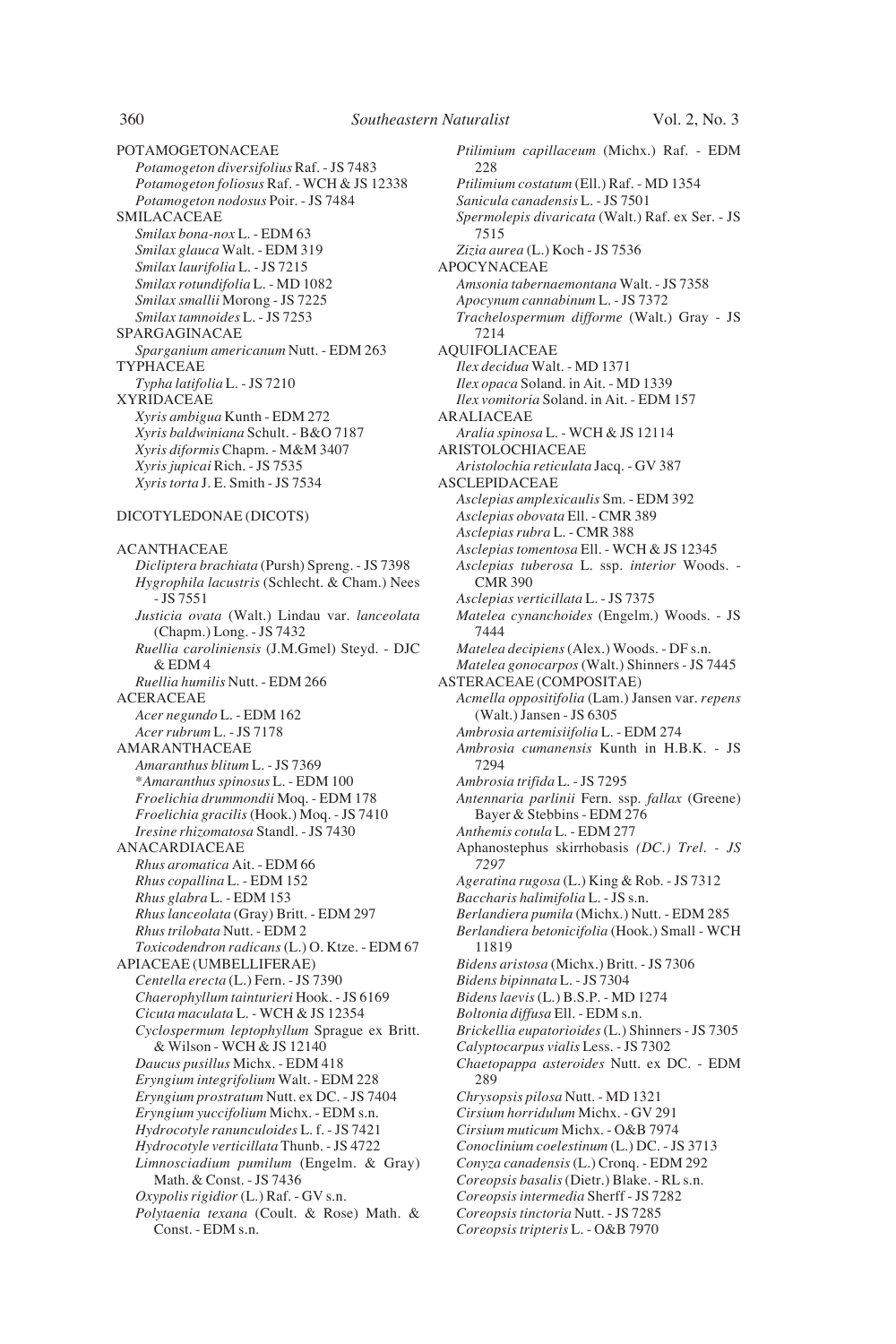POTAMOGETONACEAE
- *Potamogeton diversifolius* Raf. - JS 7483
- *Potamogeton foliosus* Raf. - WCH & JS 12338
- *Potamogeton nodosus* Poir. - JS 7484

SMILACACEAE
- *Smilax bona-nox* L. - EDM 63
- *Smilax glauca* Walt. - EDM 319
- *Smilax laurifolia* L. - JS 7215
- *Smilax rotundifolia* L. - MD 1082
- *Smilax smallii* Morong - JS 7225
- *Smilax tamnoides* L. - JS 7253

SPARGAGINACAE
- *Sparganium americanum* Nutt. - EDM 263

TYPHACEAE
- *Typha latifolia* L. - JS 7210

XYRIDACEAE
- *Xyris ambigua* Kunth - EDM 272
- *Xyris baldwiniana* Schult. - B&O 7187
- *Xyris diformis* Chapm. - M&M 3407
- *Xyris jupicai* Rich. - JS 7535
- *Xyris torta* J. E. Smith - JS 7534

DICOTYLEDONAE (DICOTS)

ACANTHACEAE
- *Dicliptera brachiata* (Pursh) Spreng. - JS 7398
- *Hygrophila lacustris* (Schlecht. & Cham.) Nees - JS 7551
- *Justicia ovata* (Walt.) Lindau var. *lanceolata* (Chapm.) Long. - JS 7432
- *Ruellia caroliniensis* (J.M.Gmel) Steyd. - DJC & EDM 4
- *Ruellia humilis* Nutt. - EDM 266

ACERACEAE
- *Acer negundo* L. - EDM 162
- *Acer rubrum* L. - JS 7178

AMARANTHACEAE
- *Amaranthus blitum* L. - JS 7369
- *Amaranthus spinosus* L. - EDM 100
- *Froelichia drummondii* Moq. - EDM 178
- *Froelichia gracilis* (Hook.) Moq. - JS 7410
- *Iresine rhizomatosa* Standl. - JS 7430

ANACARDIACEAE
- *Rhus aromatica* Ait. - EDM 66
- *Rhus copallina* L. - EDM 152
- *Rhus glabra* L. - EDM 153
- *Rhus lanceolata* (Gray) Britt. - EDM 297
- *Rhus trilobata* Nutt. - EDM 2
- *Toxicodendron radicans* (L.) O. Ktze. - EDM 67

APIACEAE (UMBELLIFERAE)
- *Centella erecta* (L.) Fern. - JS 7390
- *Chaerophyllum tainturieri* Hook. - JS 6169
- *Cicuta maculata* L. - WCH & JS 12354
- *Cyclospermum leptophyllum* Sprague ex Britt. & Wilson - WCH & JS 12140
- *Daucus pusillus* Michx. - EDM 418
- *Eryngium integrifolium* Walt. - EDM 228
- *Eryngium prostratum* Nutt. ex DC. - JS 7404
- *Eryngium yuccifolium* Michx. - EDM s.n.
- *Hydrocotyle ranunculoides* L. f. - JS 7421
- *Hydrocotyle verticillata* Thunb. - JS 4722
- *Limnosciadium pumilum* (Engelm. & Gray) Math. & Const. - JS 7436
- *Oxypolis rigidior* (L.) Raf. - GV s.n.
- *Polytaenia texana* (Coult. & Rose) Math. & Const. - EDM s.n.
- *Ptilimium capillaceum* (Michx.) Raf. - EDM 228
- *Ptilimium costatum* (Ell.) Raf. - MD 1354
- *Sanicula canadensis* L. - JS 7501
- *Spermolepis divaricata* (Walt.) Raf. ex Ser. - JS 7515
- *Zizia aurea* (L.) Koch - JS 7536

APOCYNACEAE
- *Amsonia tabernaemontana* Walt. - JS 7358
- *Apocynum cannabinum* L. - JS 7372
- *Trachelospermum difforme* (Walt.) Gray - JS 7214

AQUIFOLIACEAE
- *Ilex decidua* Walt. - MD 1371
- *Ilex opaca* Soland. in Ait. - MD 1339
- *Ilex vomitoria* Soland. in Ait. - EDM 157

ARALIACEAE
- *Aralia spinosa* L. - WCH & JS 12114

ARISTOLOCHIACEAE
- *Aristolochia reticulata* Jacq. - GV 387

ASCLEPIDACEAE
- *Asclepias amplexicaulis* Sm. - EDM 392
- *Asclepias obovata* Ell. - CMR 389
- *Asclepias rubra* L. - CMR 388
- *Asclepias tomentosa* Ell. - WCH & JS 12345
- *Asclepias tuberosa* L. ssp. *interior* Woods. - CMR 390
- *Asclepias verticillata* L. - JS 7375
- *Matelea cynanchoides* (Engelm.) Woods. - JS 7444
- *Matelea decipiens* (Alex.) Woods. - DF s.n.
- *Matelea gonocarpos* (Walt.) Shinners - JS 7445

ASTERACEAE (COMPOSITAE)
- *Acmella oppositifolia* (Lam.) Jansen var. *repens* (Walt.) Jansen - JS 6305
- *Ambrosia artemisiifolia* L. - EDM 274
- *Ambrosia cumanensis* Kunth in H.B.K. - JS 7294
- *Ambrosia trifida* L. - JS 7295
- *Antennaria parlinii* Fern. ssp. *fallax* (Greene) Bayer & Stebbins - EDM 276
- *Anthemis cotula* L. - EDM 277
- Aphanostephus skirrhobasis *(DC.) Trel. - JS 7297*
- *Ageratina rugosa* (L.) King & Rob. - JS 7312
- *Baccharis halimifolia* L. - JS s.n.
- *Berlandiera pumila* (Michx.) Nutt. - EDM 285
- *Berlandiera betonicifolia* (Hook.) Small - WCH 11819
- *Bidens aristosa* (Michx.) Britt. - JS 7306
- *Bidens bipinnata* L. - JS 7304
- *Bidens laevis* (L.) B.S.P. - MD 1274
- *Boltonia diffusa* Ell. - EDM s.n.
- *Brickellia eupatorioides* (L.) Shinners - JS 7305
- *Calyptocarpus vialis* Less. - JS 7302
- *Chaetopappa asteroides* Nutt. ex DC. - EDM 289
- *Chrysopsis pilosa* Nutt. - MD 1321
- *Cirsium horridulum* Michx. - GV 291
- *Cirsium muticum* Michx. - O&B 7974
- *Conoclinium coelestinum* (L.) DC. - JS 3713
- *Conyza canadensis* (L.) Cronq. - EDM 292
- *Coreopsis basalis* (Dietr.) Blake. - RL s.n.
- *Coreopsis intermedia* Sherff - JS 7282
- *Coreopsis tinctoria* Nutt. - JS 7285
- *Coreopsis tripteris* L. - O&B 7970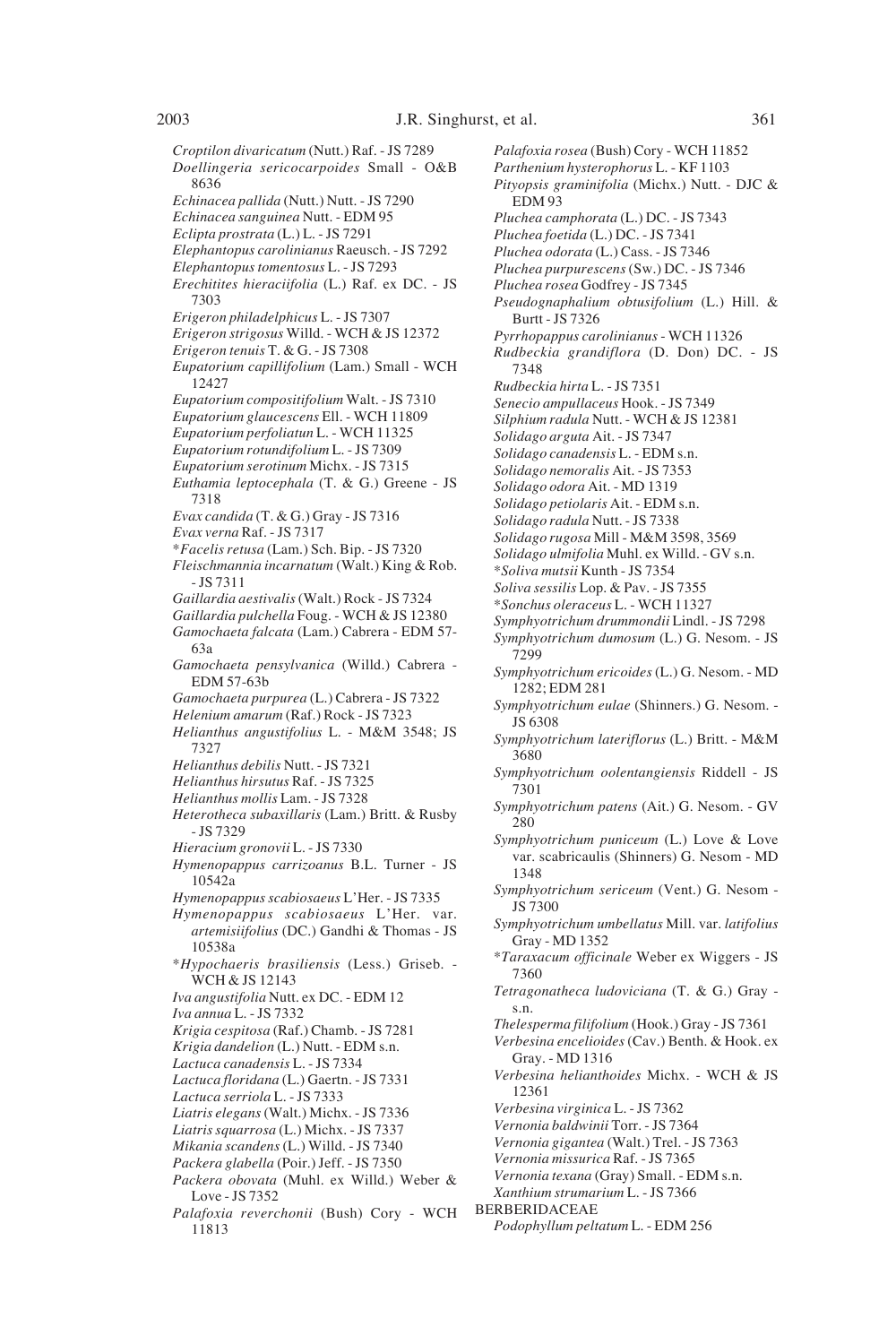*Croptilon divaricatum* (Nutt.) Raf. - JS 7289
*Doellingeria sericocarpoides* Small - O&B 8636
*Echinacea pallida* (Nutt.) Nutt. - JS 7290
*Echinacea sanguinea* Nutt. - EDM 95
*Eclipta prostrata* (L.) L. - JS 7291
*Elephantopus carolinianus* Raeusch. - JS 7292
*Elephantopus tomentosus* L. - JS 7293
*Erechitites hieraciifolia* (L.) Raf. ex DC. - JS 7303
*Erigeron philadelphicus* L. - JS 7307
*Erigeron strigosus* Willd. - WCH & JS 12372
*Erigeron tenuis* T. & G. - JS 7308
*Eupatorium capillifolium* (Lam.) Small - WCH 12427
*Eupatorium compositifolium* Walt. - JS 7310
*Eupatorium glaucescens* Ell. - WCH 11809
*Eupatorium perfoliatun* L. - WCH 11325
*Eupatorium rotundifolium* L. - JS 7309
*Eupatorium serotinum* Michx. - JS 7315
*Euthamia leptocephala* (T. & G.) Greene - JS 7318
*Evax candida* (T. & G.) Gray - JS 7316
*Evax verna* Raf. - JS 7317
**Facelis retusa* (Lam.) Sch. Bip. - JS 7320
*Fleischmannia incarnatum* (Walt.) King & Rob. - JS 7311
*Gaillardia aestivalis* (Walt.) Rock - JS 7324
*Gaillardia pulchella* Foug. - WCH & JS 12380
*Gamochaeta falcata* (Lam.) Cabrera - EDM 57-63a
*Gamochaeta pensylvanica* (Willd.) Cabrera - EDM 57-63b
*Gamochaeta purpurea* (L.) Cabrera - JS 7322
*Helenium amarum* (Raf.) Rock - JS 7323
*Helianthus angustifolius* L. - M&M 3548; JS 7327
*Helianthus debilis* Nutt. - JS 7321
*Helianthus hirsutus* Raf. - JS 7325
*Helianthus mollis* Lam. - JS 7328
*Heterotheca subaxillaris* (Lam.) Britt. & Rusby - JS 7329
*Hieracium gronovii* L. - JS 7330
*Hymenopappus carrizoanus* B.L. Turner - JS 10542a
*Hymenopappus scabiosaeus* L'Her. - JS 7335
*Hymenopappus scabiosaeus* L'Her. var. *artemisiifolius* (DC.) Gandhi & Thomas - JS 10538a
**Hypochaeris brasiliensis* (Less.) Griseb. - WCH & JS 12143
*Iva angustifolia* Nutt. ex DC. - EDM 12
*Iva annua* L. - JS 7332
*Krigia cespitosa* (Raf.) Chamb. - JS 7281
*Krigia dandelion* (L.) Nutt. - EDM s.n.
*Lactuca canadensis* L. - JS 7334
*Lactuca floridana* (L.) Gaertn. - JS 7331
*Lactuca serriola* L. - JS 7333
*Liatris elegans* (Walt.) Michx. - JS 7336
*Liatris squarrosa* (L.) Michx. - JS 7337
*Mikania scandens* (L.) Willd. - JS 7340
*Packera glabella* (Poir.) Jeff. - JS 7350
*Packera obovata* (Muhl. ex Willd.) Weber & Love - JS 7352
*Palafoxia reverchonii* (Bush) Cory - WCH 11813
*Palafoxia rosea* (Bush) Cory - WCH 11852
*Parthenium hysterophorus* L. - KF 1103
*Pityopsis graminifolia* (Michx.) Nutt. - DJC & EDM 93
*Pluchea camphorata* (L.) DC. - JS 7343
*Pluchea foetida* (L.) DC. - JS 7341
*Pluchea odorata* (L.) Cass. - JS 7346
*Pluchea purpurescens* (Sw.) DC. - JS 7346
*Pluchea rosea* Godfrey - JS 7345
*Pseudognaphalium obtusifolium* (L.) Hill. & Burtt - JS 7326
*Pyrrhopappus carolinianus* - WCH 11326
*Rudbeckia grandiflora* (D. Don) DC. - JS 7348
*Rudbeckia hirta* L. - JS 7351
*Senecio ampullaceus* Hook. - JS 7349
*Silphium radula* Nutt. - WCH & JS 12381
*Solidago arguta* Ait. - JS 7347
*Solidago canadensis* L. - EDM s.n.
*Solidago nemoralis* Ait. - JS 7353
*Solidago odora* Ait. - MD 1319
*Solidago petiolaris* Ait. - EDM s.n.
*Solidago radula* Nutt. - JS 7338
*Solidago rugosa* Mill - M&M 3598, 3569
*Solidago ulmifolia* Muhl. ex Willd. - GV s.n.
**Soliva mutsii* Kunth - JS 7354
*Soliva sessilis* Lop. & Pav. - JS 7355
**Sonchus oleraceus* L. - WCH 11327
*Symphyotrichum drummondii* Lindl. - JS 7298
*Symphyotrichum dumosum* (L.) G. Nesom. - JS 7299
*Symphyotrichum ericoides* (L.) G. Nesom. - MD 1282; EDM 281
*Symphyotrichum eulae* (Shinners.) G. Nesom. - JS 6308
*Symphyotrichum lateriflorus* (L.) Britt. - M&M 3680
*Symphyotrichum oolentangiensis* Riddell - JS 7301
*Symphyotrichum patens* (Ait.) G. Nesom. - GV 280
*Symphyotrichum puniceum* (L.) Love & Love var. scabricaulis (Shinners) G. Nesom - MD 1348
*Symphyotrichum sericeum* (Vent.) G. Nesom - JS 7300
*Symphyotrichum umbellatus* Mill. var. *latifolius* Gray - MD 1352
**Taraxacum officinale* Weber ex Wiggers - JS 7360
*Tetragonatheca ludoviciana* (T. & G.) Gray - s.n.
*Thelesperma filifolium* (Hook.) Gray - JS 7361
*Verbesina encelioides* (Cav.) Benth. & Hook. ex Gray. - MD 1316
*Verbesina helianthoides* Michx. - WCH & JS 12361
*Verbesina virginica* L. - JS 7362
*Vernonia baldwinii* Torr. - JS 7364
*Vernonia gigantea* (Walt.) Trel. - JS 7363
*Vernonia missurica* Raf. - JS 7365
*Vernonia texana* (Gray) Small. - EDM s.n.
*Xanthium strumarium* L. - JS 7366

BERBERIDACEAE

*Podophyllum peltatum* L. - EDM 256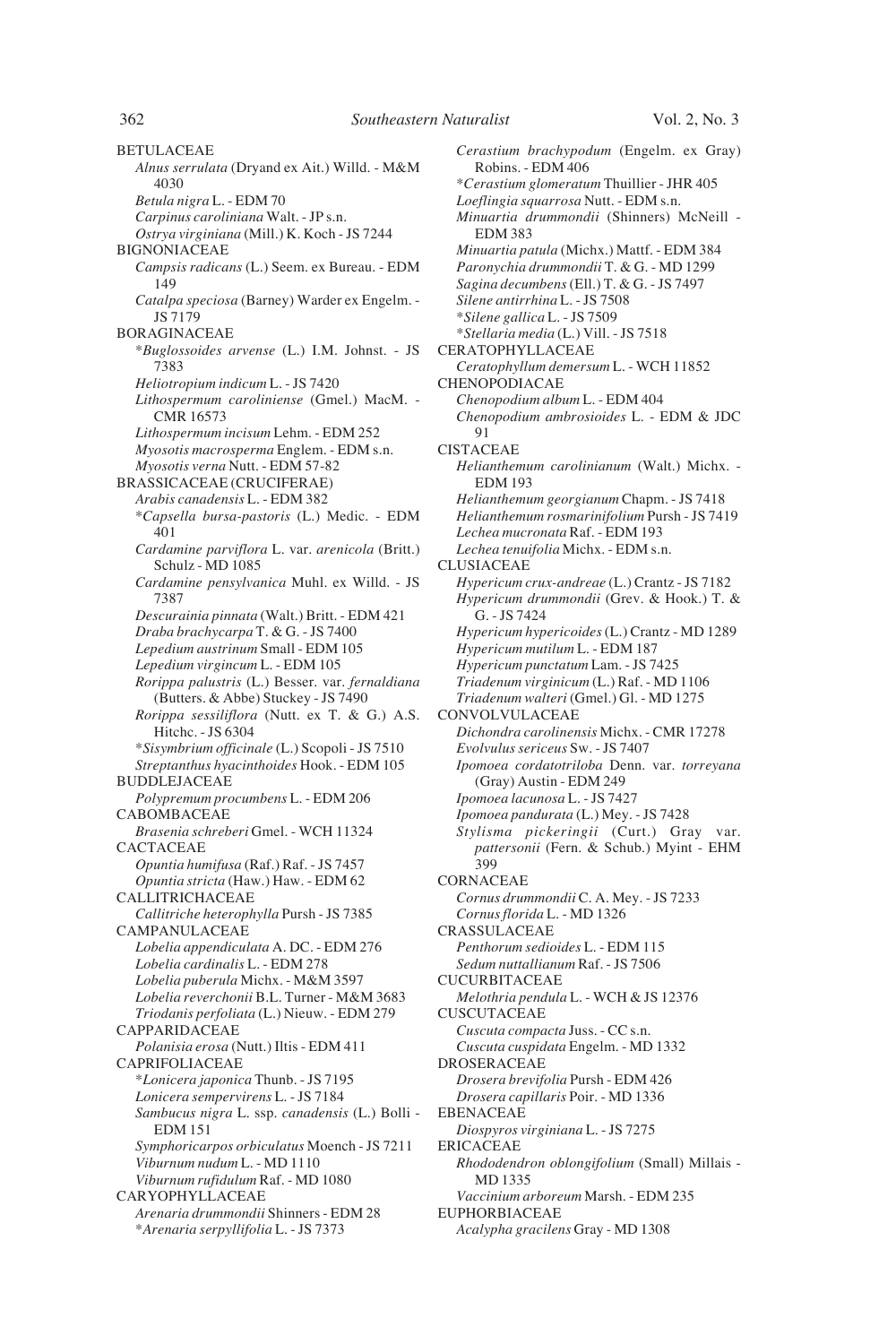BETULACEAE

*Alnus serrulata* (Dryand ex Ait.) Willd. - M&M 4030

*Betula nigra* L. - EDM 70

*Carpinus caroliniana* Walt. - JP s.n.

*Ostrya virginiana* (Mill.) K. Koch - JS 7244

BIGNONIACEAE

*Campsis radicans* (L.) Seem. ex Bureau. - EDM 149

*Catalpa speciosa* (Barney) Warder ex Engelm. - JS 7179

BORAGINACEAE

\**Buglossoides arvense* (L.) I.M. Johnst. - JS 7383

*Heliotropium indicum* L. - JS 7420

*Lithospermum caroliniense* (Gmel.) MacM. - CMR 16573

*Lithospermum incisum* Lehm. - EDM 252

*Myosotis macrosperma* Englem. - EDM s.n.

*Myosotis verna* Nutt. - EDM 57-82

BRASSICACEAE (CRUCIFERAE)

*Arabis canadensis* L. - EDM 382

\**Capsella bursa-pastoris* (L.) Medic. - EDM 401

*Cardamine parviflora* L. var. *arenicola* (Britt.) Schulz - MD 1085

*Cardamine pensylvanica* Muhl. ex Willd. - JS 7387

*Descurainia pinnata* (Walt.) Britt. - EDM 421

*Draba brachycarpa* T. & G. - JS 7400

*Lepedium austrinum* Small - EDM 105

*Lepedium virgincum* L. - EDM 105

*Rorippa palustris* (L.) Besser. var. *fernaldiana* (Butters. & Abbe) Stuckey - JS 7490

*Rorippa sessiliflora* (Nutt. ex T. & G.) A.S. Hitchc. - JS 6304

\**Sisymbrium officinale* (L.) Scopoli - JS 7510

*Streptanthus hyacinthoides* Hook. - EDM 105

BUDDLEJACEAE

*Polypremum procumbens* L. - EDM 206

CABOMBACEAE

*Brasenia schreberi* Gmel. - WCH 11324

CACTACEAE

*Opuntia humifusa* (Raf.) Raf. - JS 7457

*Opuntia stricta* (Haw.) Haw. - EDM 62

CALLITRICHACEAE

*Callitriche heterophylla* Pursh - JS 7385

CAMPANULACEAE

*Lobelia appendiculata* A. DC. - EDM 276

*Lobelia cardinalis* L. - EDM 278

*Lobelia puberula* Michx. - M&M 3597

*Lobelia reverchonii* B.L. Turner - M&M 3683

*Triodanis perfoliata* (L.) Nieuw. - EDM 279

CAPPARIDACEAE

*Polanisia erosa* (Nutt.) Iltis - EDM 411

CAPRIFOLIACEAE

\**Lonicera japonica* Thunb. - JS 7195

*Lonicera sempervirens* L. - JS 7184

*Sambucus nigra* L. ssp. *canadensis* (L.) Bolli - EDM 151

*Symphoricarpos orbiculatus* Moench - JS 7211

*Viburnum nudum* L. - MD 1110

*Viburnum rufidulum* Raf. - MD 1080

CARYOPHYLLACEAE

*Arenaria drummondii* Shinners - EDM 28

\**Arenaria serpyllifolia* L. - JS 7373

*Cerastium brachypodum* (Engelm. ex Gray) Robins. - EDM 406

\**Cerastium glomeratum* Thuillier - JHR 405

*Loeflingia squarrosa* Nutt. - EDM s.n.

*Minuartia drummondii* (Shinners) McNeill - EDM 383

*Minuartia patula* (Michx.) Mattf. - EDM 384

*Paronychia drummondii* T. & G. - MD 1299

*Sagina decumbens* (Ell.) T. & G. - JS 7497

*Silene antirrhina* L. - JS 7508

\**Silene gallica* L. - JS 7509

\**Stellaria media* (L.) Vill. - JS 7518

CERATOPHYLLACEAE

*Ceratophyllum demersum* L. - WCH 11852

CHENOPODIACAE

*Chenopodium album* L. - EDM 404

*Chenopodium ambrosioides* L. - EDM & JDC 91

CISTACEAE

*Helianthemum carolinianum* (Walt.) Michx. - EDM 193

*Helianthemum georgianum* Chapm. - JS 7418

*Helianthemum rosmarinifolium* Pursh - JS 7419

*Lechea mucronata* Raf. - EDM 193

*Lechea tenuifolia* Michx. - EDM s.n.

CLUSIACEAE

*Hypericum crux-andreae* (L.) Crantz - JS 7182

*Hypericum drummondii* (Grev. & Hook.) T. & G. - JS 7424

*Hypericum hypericoides* (L.) Crantz - MD 1289

*Hypericum mutilum* L. - EDM 187

*Hypericum punctatum* Lam. - JS 7425

*Triadenum virginicum* (L.) Raf. - MD 1106

*Triadenum walteri* (Gmel.) Gl. - MD 1275

CONVOLVULACEAE

*Dichondra carolinensis* Michx. - CMR 17278

*Evolvulus sericeus* Sw. - JS 7407

*Ipomoea cordatotriloba* Denn. var. *torreyana* (Gray) Austin - EDM 249

*Ipomoea lacunosa* L. - JS 7427

*Ipomoea pandurata* (L.) Mey. - JS 7428

*Stylisma pickeringii* (Curt.) Gray var. *pattersonii* (Fern. & Schub.) Myint - EHM 399

CORNACEAE

*Cornus drummondii* C. A. Mey. - JS 7233

*Cornus florida* L. - MD 1326

CRASSULACEAE

*Penthorum sedioides* L. - EDM 115

*Sedum nuttallianum* Raf. - JS 7506

CUCURBITACEAE

*Melothria pendula* L. - WCH & JS 12376

CUSCUTACEAE

*Cuscuta compacta* Juss. - CC s.n.

*Cuscuta cuspidata* Engelm. - MD 1332

DROSERACEAE

*Drosera brevifolia* Pursh - EDM 426

*Drosera capillaris* Poir. - MD 1336

EBENACEAE

*Diospyros virginiana* L. - JS 7275

ERICACEAE

*Rhododendron oblongifolium* (Small) Millais - MD 1335

*Vaccinium arboreum* Marsh. - EDM 235

EUPHORBIACEAE

*Acalypha gracilens* Gray - MD 1308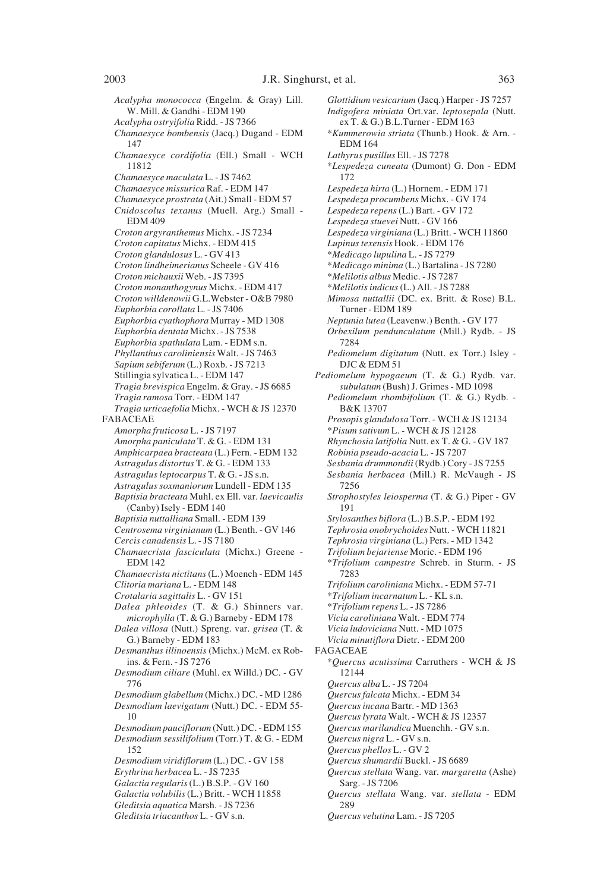*Acalypha monococca* (Engelm. & Gray) Lill. W. Mill. & Gandhi - EDM 190
*Acalypha ostryifolia* Ridd. - JS 7366
*Chamaesyce bombensis* (Jacq.) Dugand - EDM 147
*Chamaesyce cordifolia* (Ell.) Small - WCH 11812
*Chamaesyce maculata* L. - JS 7462
*Chamaesyce missurica* Raf. - EDM 147
*Chamaesyce prostrata* (Ait.) Small - EDM 57
*Cnidoscolus texanus* (Muell. Arg.) Small - EDM 409
*Croton argyranthemus* Michx. - JS 7234
*Croton capitatus* Michx. - EDM 415
*Croton glandulosus* L. - GV 413
*Croton lindheimerianus* Scheele - GV 416
*Croton michauxii* Web. - JS 7395
*Croton monanthogynus* Michx. - EDM 417
*Croton willdenowii* G.L.Webster - O&B 7980
*Euphorbia corollata* L. - JS 7406
*Euphorbia cyathophora* Murray - MD 1308
*Euphorbia dentata* Michx. - JS 7538
*Euphorbia spathulata* Lam. - EDM s.n.
*Phyllanthus caroliniensis* Walt. - JS 7463
*Sapium sebiferum* (L.) Roxb. - JS 7213
Stillingia sylvatica L. - EDM 147
*Tragia brevispica* Engelm. & Gray. - JS 6685
*Tragia ramosa* Torr. - EDM 147
*Tragia urticaefolia* Michx. - WCH & JS 12370

FABACEAE
*Amorpha fruticosa* L. - JS 7197
*Amorpha paniculata* T. & G. - EDM 131
*Amphicarpaea bracteata* (L.) Fern. - EDM 132
*Astragulus distortus* T. & G. - EDM 133
*Astragulus leptocarpus* T. & G. - JS s.n.
*Astragulus soxmaniorum* Lundell - EDM 135
*Baptisia bracteata* Muhl. ex Ell. var. *laevicaulis* (Canby) Isely - EDM 140
*Baptisia nuttalliana* Small. - EDM 139
*Centrosema virginianum* (L.) Benth. - GV 146
*Cercis canadensis* L. - JS 7180
*Chamaecrista fasciculata* (Michx.) Greene - EDM 142
*Chamaecrista nictitans* (L.) Moench - EDM 145
*Clitoria mariana* L. - EDM 148
*Crotalaria sagittalis* L. - GV 151
*Dalea phleoides* (T. & G.) Shinners var. *microphylla* (T. & G.) Barneby - EDM 178
*Dalea villosa* (Nutt.) Spreng. var. *grisea* (T. & G.) Barneby - EDM 183
*Desmanthus illinoensis* (Michx.) McM. ex Robins. & Fern. - JS 7276
*Desmodium ciliare* (Muhl. ex Willd.) DC. - GV 776
*Desmodium glabellum* (Michx.) DC. - MD 1286
*Desmodium laevigatum* (Nutt.) DC. - EDM 55-10
*Desmodium pauciflorum* (Nutt.) DC. - EDM 155
*Desmodium sessilifolium* (Torr.) T. & G. - EDM 152
*Desmodium viridiflorum* (L.) DC. - GV 158
*Erythrina herbacea* L. - JS 7235
*Galactia regularis* (L.) B.S.P. - GV 160
*Galactia volubilis* (L.) Britt. - WCH 11858
*Gleditsia aquatica* Marsh. - JS 7236
*Gleditsia triacanthos* L. - GV s.n.
*Glottidium vesicarium* (Jacq.) Harper - JS 7257
*Indigofera miniata* Ort.var. *leptosepala* (Nutt. ex T. & G.) B.L.Turner - EDM 163
**Kummerowia striata* (Thunb.) Hook. & Arn. - EDM 164
*Lathyrus pusillus* Ell. - JS 7278
**Lespedeza cuneata* (Dumont) G. Don - EDM 172
*Lespedeza hirta* (L.) Hornem. - EDM 171
*Lespedeza procumbens* Michx. - GV 174
*Lespedeza repens* (L.) Bart. - GV 172
*Lespedeza stuevei* Nutt. - GV 166
*Lespedeza virginiana* (L.) Britt. - WCH 11860
*Lupinus texensis* Hook. - EDM 176
**Medicago lupulina* L. - JS 7279
**Medicago minima* (L.) Bartalina - JS 7280
**Melilotis albus* Medic. - JS 7287
**Melilotis indicus* (L.) All. - JS 7288
*Mimosa nuttallii* (DC. ex. Britt. & Rose) B.L. Turner - EDM 189
*Neptunia lutea* (Leavenw.) Benth. - GV 177
*Orbexilum pendunculatum* (Mill.) Rydb. - JS 7284
*Pediomelum digitatum* (Nutt. ex Torr.) Isley - DJC & EDM 51
*Pediomelum hypogaeum* (T. & G.) Rydb. var. *subulatum* (Bush) J. Grimes - MD 1098
*Pediomelum rhombifolium* (T. & G.) Rydb. - B&K 13707
*Prosopis glandulosa* Torr. - WCH & JS 12134
**Pisum sativum* L. - WCH & JS 12128
*Rhynchosia latifolia* Nutt. ex T. & G. - GV 187
*Robinia pseudo-acacia* L. - JS 7207
*Sesbania drummondii* (Rydb.) Cory - JS 7255
*Sesbania herbacea* (Mill.) R. McVaugh - JS 7256
*Strophostyles leiosperma* (T. & G.) Piper - GV 191
*Stylosanthes biflora* (L.) B.S.P. - EDM 192
*Tephrosia onobrychoides* Nutt. - WCH 11821
*Tephrosia virginiana* (L.) Pers. - MD 1342
*Trifolium bejariense* Moric. - EDM 196
**Trifolium campestre* Schreb. in Sturm. - JS 7283
*Trifolium caroliniana* Michx. - EDM 57-71
**Trifolium incarnatum* L. - KL s.n.
**Trifolium repens* L. - JS 7286
*Vicia caroliniana* Walt. - EDM 774
*Vicia ludoviciana* Nutt. - MD 1075
*Vicia minutiflora* Dietr. - EDM 200

FAGACEAE
**Quercus acutissima* Carruthers - WCH & JS 12144
*Quercus alba* L. - JS 7204
*Quercus falcata* Michx. - EDM 34
*Quercus incana* Bartr. - MD 1363
*Quercus lyrata* Walt. - WCH & JS 12357
*Quercus marilandica* Muenchh. - GV s.n.
*Quercus nigra* L. - GV s.n.
*Quercus phellos* L. - GV 2
*Quercus shumardii* Buckl. - JS 6689
*Quercus stellata* Wang. var. *margaretta* (Ashe) Sarg. - JS 7206
*Quercus stellata* Wang. var. *stellata* - EDM 289
*Quercus velutina* Lam. - JS 7205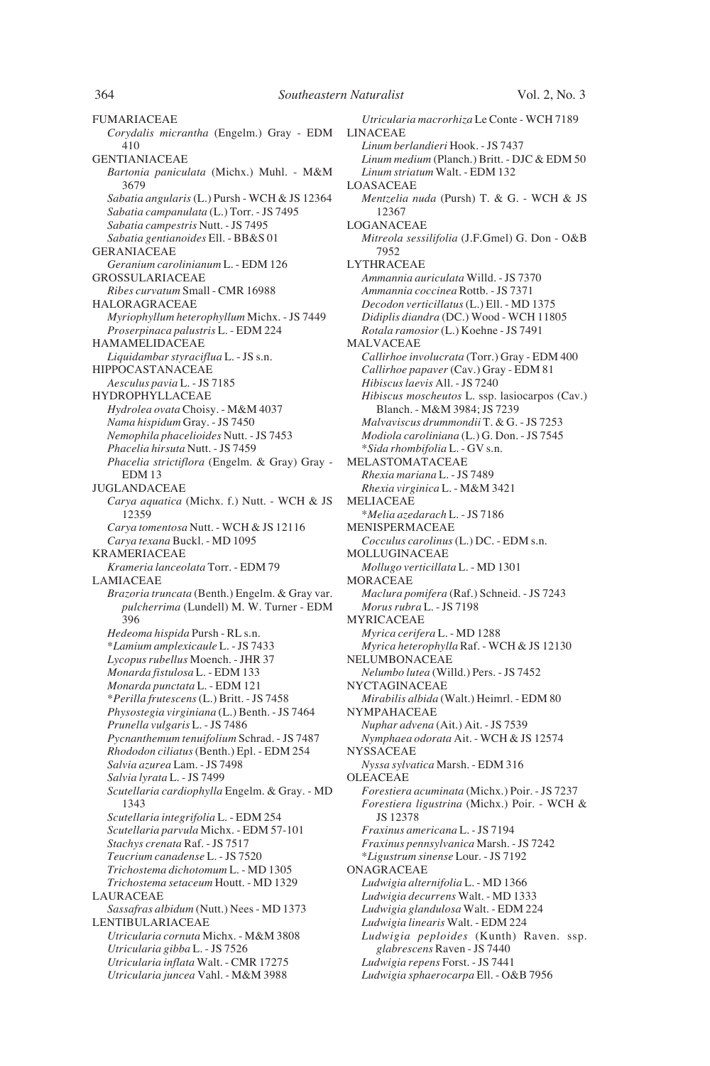FUMARIACEAE

*Corydalis micrantha* (Engelm.) Gray - EDM 410

GENTIANIACEAE

*Bartonia paniculata* (Michx.) Muhl. - M&M 3679

*Sabatia angularis* (L.) Pursh - WCH & JS 12364

*Sabatia campanulata* (L.) Torr. - JS 7495

*Sabatia campestris* Nutt. - JS 7495

*Sabatia gentianoides* Ell. - BB&S 01

GERANIACEAE

*Geranium carolinianum* L. - EDM 126

GROSSULARIACEAE

*Ribes curvatum* Small - CMR 16988

HALORAGRACEAE

*Myriophyllum heterophyllum* Michx. - JS 7449

*Proserpinaca palustris* L. - EDM 224

HAMAMELIDACEAE

*Liquidambar styraciflua* L. - JS s.n.

HIPPOCASTANACEAE

*Aesculus pavia* L. - JS 7185

HYDROPHYLLACEAE

*Hydrolea ovata* Choisy. - M&M 4037

*Nama hispidum* Gray. - JS 7450

*Nemophila phacelioides* Nutt. - JS 7453

*Phacelia hirsuta* Nutt. - JS 7459

*Phacelia strictiflora* (Engelm. & Gray) Gray - EDM 13

JUGLANDACEAE

*Carya aquatica* (Michx. f.) Nutt. - WCH & JS 12359

*Carya tomentosa* Nutt. - WCH & JS 12116

*Carya texana* Buckl. - MD 1095

KRAMERIACEAE

*Krameria lanceolata* Torr. - EDM 79

LAMIACEAE

*Brazoria truncata* (Benth.) Engelm. & Gray var. *pulcherrima* (Lundell) M. W. Turner - EDM 396

*Hedeoma hispida* Pursh - RL s.n.

*Lamium amplexicaule* L. - JS 7433

*Lycopus rubellus* Moench. - JHR 37

*Monarda fistulosa* L. - EDM 133

*Monarda punctata* L. - EDM 121

*Perilla frutescens* (L.) Britt. - JS 7458

*Physostegia virginiana* (L.) Benth. - JS 7464

*Prunella vulgaris* L. - JS 7486

*Pycnanthemum tenuifolium* Schrad. - JS 7487

*Rhododon ciliatus* (Benth.) Epl. - EDM 254

*Salvia azurea* Lam. - JS 7498

*Salvia lyrata* L. - JS 7499

*Scutellaria cardiophylla* Engelm. & Gray. - MD 1343

*Scutellaria integrifolia* L. - EDM 254

*Scutellaria parvula* Michx. - EDM 57-101

*Stachys crenata* Raf. - JS 7517

*Teucrium canadense* L. - JS 7520

*Trichostema dichotomum* L. - MD 1305

*Trichostema setaceum* Houtt. - MD 1329

LAURACEAE

*Sassafras albidum* (Nutt.) Nees - MD 1373

LENTIBULARIACEAE

*Utricularia cornuta* Michx. - M&M 3808

*Utricularia gibba* L. - JS 7526

*Utricularia inflata* Walt. - CMR 17275

*Utricularia juncea* Vahl. - M&M 3988

*Utricularia macrorhiza* Le Conte - WCH 7189

LINACEAE

*Linum berlandieri* Hook. - JS 7437

*Linum medium* (Planch.) Britt. - DJC & EDM 50

*Linum striatum* Walt. - EDM 132

LOASACEAE

*Mentzelia nuda* (Pursh) T. & G. - WCH & JS 12367

LOGANACEAE

*Mitreola sessilifolia* (J.F.Gmel) G. Don - O&B 7952

LYTHRACEAE

*Ammannia auriculata* Willd. - JS 7370

*Ammannia coccinea* Rottb. - JS 7371

*Decodon verticillatus* (L.) Ell. - MD 1375

*Didiplis diandra* (DC.) Wood - WCH 11805

*Rotala ramosior* (L.) Koehne - JS 7491

MALVACEAE

*Callirhoe involucrata* (Torr.) Gray - EDM 400

*Callirhoe papaver* (Cav.) Gray - EDM 81

*Hibiscus laevis* All. - JS 7240

*Hibiscus moscheutos* L. ssp. lasiocarpos (Cav.) Blanch. - M&M 3984; JS 7239

*Malvaviscus drummondii* T. & G. - JS 7253

*Modiola caroliniana* (L.) G. Don. - JS 7545

*Sida rhombifolia* L. - GV s.n.

MELASTOMATACEAE

*Rhexia mariana* L. - JS 7489

*Rhexia virginica* L. - M&M 3421

MELIACEAE

*Melia azedarach* L. - JS 7186

MENISPERMACEAE

*Cocculus carolinus* (L.) DC. - EDM s.n.

MOLLUGINACEAE

*Mollugo verticillata* L. - MD 1301

MORACEAE

*Maclura pomifera* (Raf.) Schneid. - JS 7243

*Morus rubra* L. - JS 7198

MYRICACEAE

*Myrica cerifera* L. - MD 1288

*Myrica heterophylla* Raf. - WCH & JS 12130

NELUMBONACEAE

*Nelumbo lutea* (Willd.) Pers. - JS 7452

NYCTAGINACEAE

*Mirabilis albida* (Walt.) Heimrl. - EDM 80

NYMPAHACEAE

*Nuphar advena* (Ait.) Ait. - JS 7539

*Nymphaea odorata* Ait. - WCH & JS 12574

NYSSACEAE

*Nyssa sylvatica* Marsh. - EDM 316

OLEACEAE

*Forestiera acuminata* (Michx.) Poir. - JS 7237

*Forestiera ligustrina* (Michx.) Poir. - WCH & JS 12378

*Fraxinus americana* L. - JS 7194

*Fraxinus pennsylvanica* Marsh. - JS 7242

*Ligustrum sinense* Lour. - JS 7192

ONAGRACEAE

*Ludwigia alternifolia* L. - MD 1366

*Ludwigia decurrens* Walt. - MD 1333

*Ludwigia glandulosa* Walt. - EDM 224

*Ludwigia linearis* Walt. - EDM 224

*Ludwigia peploides* (Kunth) Raven. ssp. *glabrescens* Raven - JS 7440

*Ludwigia repens* Forst. - JS 7441

*Ludwigia sphaerocarpa* Ell. - O&B 7956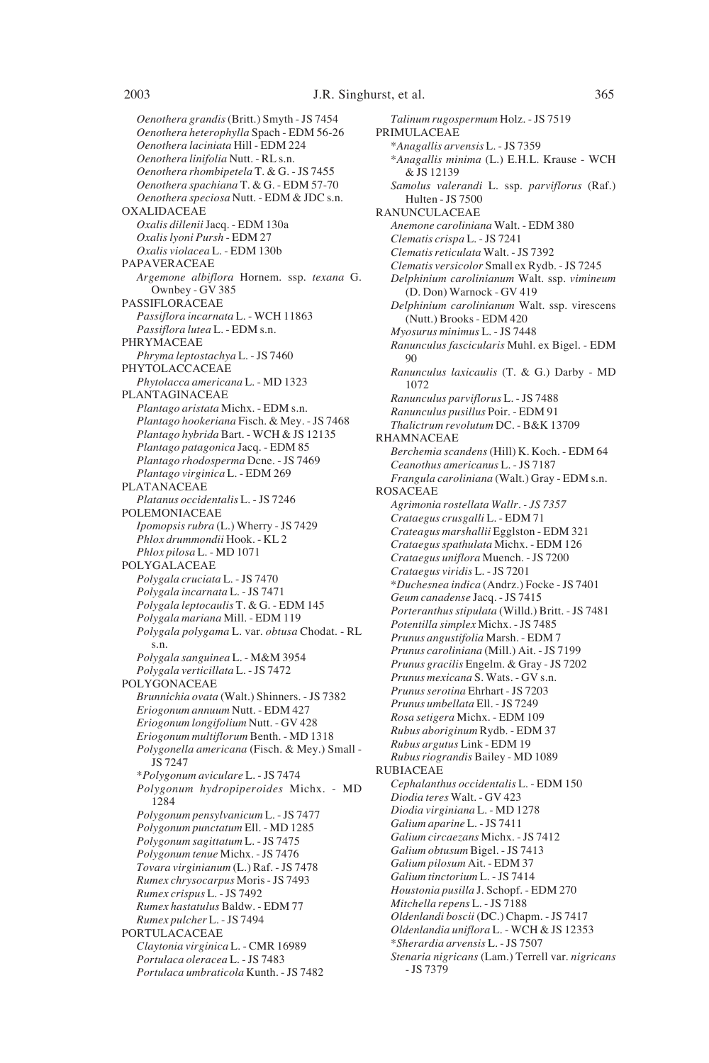*Oenothera grandis* (Britt.) Smyth - JS 7454
*Oenothera heterophylla* Spach - EDM 56-26
*Oenothera laciniata* Hill - EDM 224
*Oenothera linifolia* Nutt. - RL s.n.
*Oenothera rhombipetela* T. & G. - JS 7455
*Oenothera spachiana* T. & G. - EDM 57-70
*Oenothera speciosa* Nutt. - EDM & JDC s.n.

OXALIDACEAE
*Oxalis dillenii* Jacq. - EDM 130a
*Oxalis lyoni Pursh* - EDM 27
*Oxalis violacea* L. - EDM 130b

PAPAVERACEAE
*Argemone albiflora* Hornem. ssp. *texana* G. Ownbey - GV 385

PASSIFLORACEAE
*Passiflora incarnata* L. - WCH 11863
*Passiflora lutea* L. - EDM s.n.

PHRYMACEAE
*Phryma leptostachya* L. - JS 7460

PHYTOLACCACEAE
*Phytolacca americana* L. - MD 1323

PLANTAGINACEAE
*Plantago aristata* Michx. - EDM s.n.
*Plantago hookeriana* Fisch. & Mey. - JS 7468
*Plantago hybrida* Bart. - WCH & JS 12135
*Plantago patagonica* Jacq. - EDM 85
*Plantago rhodosperma* Dcne. - JS 7469
*Plantago virginica* L. - EDM 269

PLATANACEAE
*Platanus occidentalis* L. - JS 7246

POLEMONIACEAE
*Ipomopsis rubra* (L.) Wherry - JS 7429
*Phlox drummondii* Hook. - KL 2
*Phlox pilosa* L. - MD 1071

POLYGALACEAE
*Polygala cruciata* L. - JS 7470
*Polygala incarnata* L. - JS 7471
*Polygala leptocaulis* T. & G. - EDM 145
*Polygala mariana* Mill. - EDM 119
*Polygala polygama* L. var. *obtusa* Chodat. - RL s.n.
*Polygala sanguinea* L. - M&M 3954
*Polygala verticillata* L. - JS 7472

POLYGONACEAE
*Brunnichia ovata* (Walt.) Shinners. - JS 7382
*Eriogonum annuum* Nutt. - EDM 427
*Eriogonum longifolium* Nutt. - GV 428
*Eriogonum multiflorum* Benth. - MD 1318
*Polygonella americana* (Fisch. & Mey.) Small - JS 7247
\**Polygonum aviculare* L. - JS 7474
*Polygonum hydropiperoides* Michx. - MD 1284
*Polygonum pensylvanicum* L. - JS 7477
*Polygonum punctatum* Ell. - MD 1285
*Polygonum sagittatum* L. - JS 7475
*Polygonum tenue* Michx. - JS 7476
*Tovara virginianum* (L.) Raf. - JS 7478
*Rumex chrysocarpus* Moris - JS 7493
*Rumex crispus* L. - JS 7492
*Rumex hastatulus* Baldw. - EDM 77
*Rumex pulcher* L. - JS 7494

PORTULACACEAE
*Claytonia virginica* L. - CMR 16989
*Portulaca oleracea* L. - JS 7483
*Portulaca umbraticola* Kunth. - JS 7482
*Talinum rugospermum* Holz. - JS 7519

PRIMULACEAE
\**Anagallis arvensis* L. - JS 7359
\**Anagallis minima* (L.) E.H.L. Krause - WCH & JS 12139
*Samolus valerandi* L. ssp. *parviflorus* (Raf.) Hulten - JS 7500

RANUNCULACEAE
*Anemone caroliniana* Walt. - EDM 380
*Clematis crispa* L. - JS 7241
*Clematis reticulata* Walt. - JS 7392
*Clematis versicolor* Small ex Rydb. - JS 7245
*Delphinium carolinianum* Walt. ssp. *vimineum* (D. Don) Warnock - GV 419
*Delphinium carolinianum* Walt. ssp. virescens (Nutt.) Brooks - EDM 420
*Myosurus minimus* L. - JS 7448
*Ranunculus fascicularis* Muhl. ex Bigel. - EDM 90
*Ranunculus laxicaulis* (T. & G.) Darby - MD 1072
*Ranunculus parviflorus* L. - JS 7488
*Ranunculus pusillus* Poir. - EDM 91
*Thalictrum revolutum* DC. - B&K 13709

RHAMNACEAE
*Berchemia scandens* (Hill) K. Koch. - EDM 64
*Ceanothus americanus* L. - JS 7187
*Frangula caroliniana* (Walt.) Gray - EDM s.n.

ROSACEAE
*Agrimonia rostellata Wallr. - JS 7357*
*Crataegus crusgalli* L. - EDM 71
*Crateagus marshallii* Egglston - EDM 321
*Crataegus spathulata* Michx. - EDM 126
*Crataegus uniflora* Muench. - JS 7200
*Crataegus viridis* L. - JS 7201
\**Duchesnea indica* (Andrz.) Focke - JS 7401
*Geum canadense* Jacq. - JS 7415
*Porteranthus stipulata* (Willd.) Britt. - JS 7481
*Potentilla simplex* Michx. - JS 7485
*Prunus angustifolia* Marsh. - EDM 7
*Prunus caroliniana* (Mill.) Ait. - JS 7199
*Prunus gracilis* Engelm. & Gray - JS 7202
*Prunus mexicana* S. Wats. - GV s.n.
*Prunus serotina* Ehrhart - JS 7203
*Prunus umbellata* Ell. - JS 7249
*Rosa setigera* Michx. - EDM 109
*Rubus aboriginum* Rydb. - EDM 37
*Rubus argutus* Link - EDM 19
*Rubus riograndis* Bailey - MD 1089

RUBIACEAE
*Cephalanthus occidentalis* L. - EDM 150
*Diodia teres* Walt. - GV 423
*Diodia virginiana* L. - MD 1278
*Galium aparine* L. - JS 7411
*Galium circaezans* Michx. - JS 7412
*Galium obtusum* Bigel. - JS 7413
*Galium pilosum* Ait. - EDM 37
*Galium tinctorium* L. - JS 7414
*Houstonia pusilla* J. Schopf. - EDM 270
*Mitchella repens* L. - JS 7188
*Oldenlandi boscii* (DC.) Chapm. - JS 7417
*Oldenlandia uniflora* L. - WCH & JS 12353
\**Sherardia arvensis* L. - JS 7507
*Stenaria nigricans* (Lam.) Terrell var. *nigricans* - JS 7379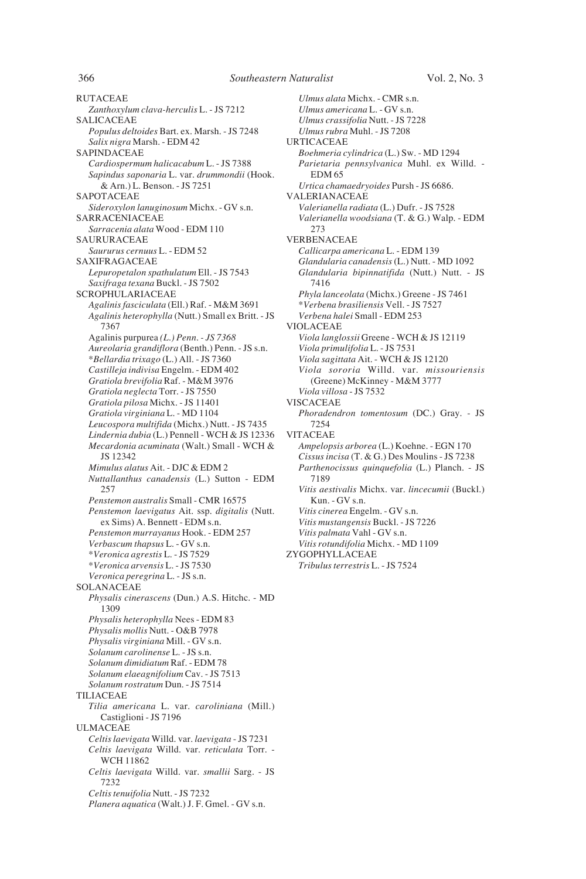RUTACEAE

*Zanthoxylum clava-herculis* L. - JS 7212

SALICACEAE

*Populus deltoides* Bart. ex. Marsh. - JS 7248

*Salix nigra* Marsh. - EDM 42

SAPINDACEAE

*Cardiospermum halicacabum* L. - JS 7388

*Sapindus saponaria* L. var. *drummondii* (Hook. & Arn.) L. Benson. - JS 7251

SAPOTACEAE

*Sideroxylon lanuginosum* Michx. - GV s.n.

SARRACENIACEAE

*Sarracenia alata* Wood - EDM 110

SAURURACEAE

*Saururus cernuus* L. - EDM 52

SAXIFRAGACEAE

*Lepuropetalon spathulatum* Ell. - JS 7543

*Saxifraga texana* Buckl. - JS 7502

SCROPHULARIACEAE

*Agalinis fasciculata* (Ell.) Raf. - M&M 3691

*Agalinis heterophylla* (Nutt.) Small ex Britt. - JS 7367

Agalinis purpurea *(L.) Penn. - JS 7368*

*Aureolaria grandiflora* (Benth.) Penn. - JS s.n.

\**Bellardia trixago* (L.) All. - JS 7360

*Castilleja indivisa* Engelm. - EDM 402

*Gratiola brevifolia* Raf. - M&M 3976

*Gratiola neglecta* Torr. - JS 7550

*Gratiola pilosa* Michx. - JS 11401

*Gratiola virginiana* L. - MD 1104

*Leucospora multifida* (Michx.) Nutt. - JS 7435

*Lindernia dubia* (L.) Pennell - WCH & JS 12336

*Mecardonia acuminata* (Walt.) Small - WCH & JS 12342

*Mimulus alatus* Ait. - DJC & EDM 2

*Nuttallanthus canadensis* (L.) Sutton - EDM 257

*Penstemon australis* Small - CMR 16575

*Penstemon laevigatus* Ait. ssp. *digitalis* (Nutt. ex Sims) A. Bennett - EDM s.n.

*Penstemon murrayanus* Hook. - EDM 257

*Verbascum thapsus* L. - GV s.n.

\**Veronica agrestis* L. - JS 7529

\**Veronica arvensis* L. - JS 7530

*Veronica peregrina* L. - JS s.n.

SOLANACEAE

*Physalis cinerascens* (Dun.) A.S. Hitchc. - MD 1309

*Physalis heterophylla* Nees - EDM 83

*Physalis mollis* Nutt. - O&B 7978

*Physalis virginiana* Mill. - GV s.n.

*Solanum carolinense* L. - JS s.n.

*Solanum dimidiatum* Raf. - EDM 78

*Solanum elaeagnifolium* Cav. - JS 7513

*Solanum rostratum* Dun. - JS 7514

TILIACEAE

*Tilia americana* L. var. *caroliniana* (Mill.) Castiglioni - JS 7196

ULMACEAE

*Celtis laevigata* Willd. var. *laevigata* - JS 7231

*Celtis laevigata* Willd. var. *reticulata* Torr. - WCH 11862

*Celtis laevigata* Willd. var. *smallii* Sarg. - JS 7232

*Celtis tenuifolia* Nutt. - JS 7232

*Planera aquatica* (Walt.) J. F. Gmel. - GV s.n.

*Ulmus alata* Michx. - CMR s.n.

*Ulmus americana* L. - GV s.n.

*Ulmus crassifolia* Nutt. - JS 7228

*Ulmus rubra* Muhl. - JS 7208

URTICACEAE

*Boehmeria cylindrica* (L.) Sw. - MD 1294

*Parietaria pennsylvanica* Muhl. ex Willd. - EDM 65

*Urtica chamaedryoides* Pursh - JS 6686.

VALERIANACEAE

*Valerianella radiata* (L.) Dufr. - JS 7528

*Valerianella woodsiana* (T. & G.) Walp. - EDM 273

VERBENACEAE

*Callicarpa americana* L. - EDM 139

*Glandularia canadensis* (L.) Nutt. - MD 1092

*Glandularia bipinnatifida* (Nutt.) Nutt. - JS 7416

*Phyla lanceolata* (Michx.) Greene - JS 7461

\**Verbena brasiliensis* Vell. - JS 7527

*Verbena halei* Small - EDM 253

VIOLACEAE

*Viola langlossii* Greene - WCH & JS 12119

*Viola primulifolia* L. - JS 7531

*Viola sagittata* Ait. - WCH & JS 12120

*Viola sororia* Willd. var. *missouriensis* (Greene) McKinney - M&M 3777

*Viola villosa* - JS 7532

VISCACEAE

*Phoradendron tomentosum* (DC.) Gray. - JS 7254

VITACEAE

*Ampelopsis arborea* (L.) Koehne. - EGN 170

*Cissus incisa* (T. & G.) Des Moulins - JS 7238

*Parthenocissus quinquefolia* (L.) Planch. - JS 7189

*Vitis aestivalis* Michx. var. *lincecumii* (Buckl.) Kun. - GV s.n.

*Vitis cinerea* Engelm. - GV s.n.

*Vitis mustangensis* Buckl. - JS 7226

*Vitis palmata* Vahl - GV s.n.

*Vitis rotundifolia* Michx. - MD 1109

ZYGOPHYLLACEAE

*Tribulus terrestris* L. - JS 7524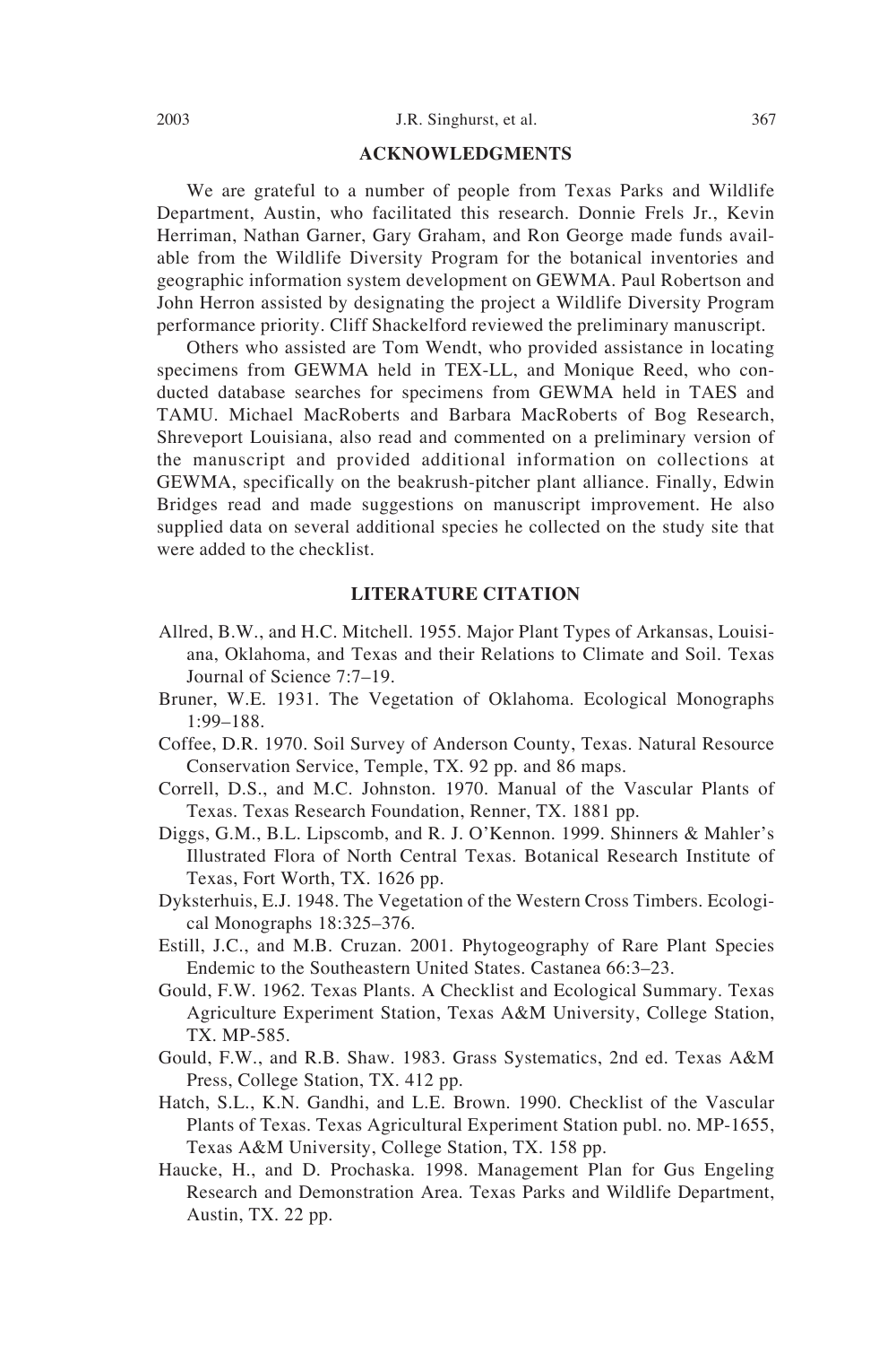## ACKNOWLEDGMENTS

We are grateful to a number of people from Texas Parks and Wildlife Department, Austin, who facilitated this research. Donnie Frels Jr., Kevin Herriman, Nathan Garner, Gary Graham, and Ron George made funds available from the Wildlife Diversity Program for the botanical inventories and geographic information system development on GEWMA. Paul Robertson and John Herron assisted by designating the project a Wildlife Diversity Program performance priority. Cliff Shackelford reviewed the preliminary manuscript.

Others who assisted are Tom Wendt, who provided assistance in locating specimens from GEWMA held in TEX-LL, and Monique Reed, who conducted database searches for specimens from GEWMA held in TAES and TAMU. Michael MacRoberts and Barbara MacRoberts of Bog Research, Shreveport Louisiana, also read and commented on a preliminary version of the manuscript and provided additional information on collections at GEWMA, specifically on the beakrush-pitcher plant alliance. Finally, Edwin Bridges read and made suggestions on manuscript improvement. He also supplied data on several additional species he collected on the study site that were added to the checklist.

## LITERATURE CITATION

Allred, B.W., and H.C. Mitchell. 1955. Major Plant Types of Arkansas, Louisiana, Oklahoma, and Texas and their Relations to Climate and Soil. Texas Journal of Science 7:7–19.

Bruner, W.E. 1931. The Vegetation of Oklahoma. Ecological Monographs 1:99–188.

Coffee, D.R. 1970. Soil Survey of Anderson County, Texas. Natural Resource Conservation Service, Temple, TX. 92 pp. and 86 maps.

Correll, D.S., and M.C. Johnston. 1970. Manual of the Vascular Plants of Texas. Texas Research Foundation, Renner, TX. 1881 pp.

Diggs, G.M., B.L. Lipscomb, and R. J. O'Kennon. 1999. Shinners & Mahler's Illustrated Flora of North Central Texas. Botanical Research Institute of Texas, Fort Worth, TX. 1626 pp.

Dyksterhuis, E.J. 1948. The Vegetation of the Western Cross Timbers. Ecological Monographs 18:325–376.

Estill, J.C., and M.B. Cruzan. 2001. Phytogeography of Rare Plant Species Endemic to the Southeastern United States. Castanea 66:3–23.

Gould, F.W. 1962. Texas Plants. A Checklist and Ecological Summary. Texas Agriculture Experiment Station, Texas A&M University, College Station, TX. MP-585.

Gould, F.W., and R.B. Shaw. 1983. Grass Systematics, 2nd ed. Texas A&M Press, College Station, TX. 412 pp.

Hatch, S.L., K.N. Gandhi, and L.E. Brown. 1990. Checklist of the Vascular Plants of Texas. Texas Agricultural Experiment Station publ. no. MP-1655, Texas A&M University, College Station, TX. 158 pp.

Haucke, H., and D. Prochaska. 1998. Management Plan for Gus Engeling Research and Demonstration Area. Texas Parks and Wildlife Department, Austin, TX. 22 pp.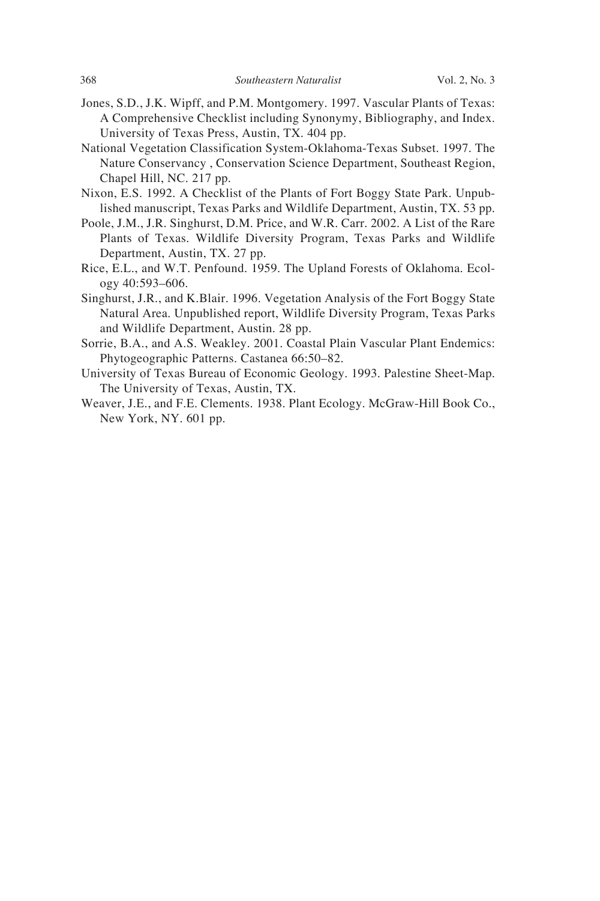Jones, S.D., J.K. Wipff, and P.M. Montgomery. 1997. Vascular Plants of Texas: A Comprehensive Checklist including Synonymy, Bibliography, and Index. University of Texas Press, Austin, TX. 404 pp.

National Vegetation Classification System-Oklahoma-Texas Subset. 1997. The Nature Conservancy , Conservation Science Department, Southeast Region, Chapel Hill, NC. 217 pp.

Nixon, E.S. 1992. A Checklist of the Plants of Fort Boggy State Park. Unpublished manuscript, Texas Parks and Wildlife Department, Austin, TX. 53 pp.

Poole, J.M., J.R. Singhurst, D.M. Price, and W.R. Carr. 2002. A List of the Rare Plants of Texas. Wildlife Diversity Program, Texas Parks and Wildlife Department, Austin, TX. 27 pp.

Rice, E.L., and W.T. Penfound. 1959. The Upland Forests of Oklahoma. Ecology 40:593–606.

Singhurst, J.R., and K.Blair. 1996. Vegetation Analysis of the Fort Boggy State Natural Area. Unpublished report, Wildlife Diversity Program, Texas Parks and Wildlife Department, Austin. 28 pp.

Sorrie, B.A., and A.S. Weakley. 2001. Coastal Plain Vascular Plant Endemics: Phytogeographic Patterns. Castanea 66:50–82.

University of Texas Bureau of Economic Geology. 1993. Palestine Sheet-Map. The University of Texas, Austin, TX.

Weaver, J.E., and F.E. Clements. 1938. Plant Ecology. McGraw-Hill Book Co., New York, NY. 601 pp.